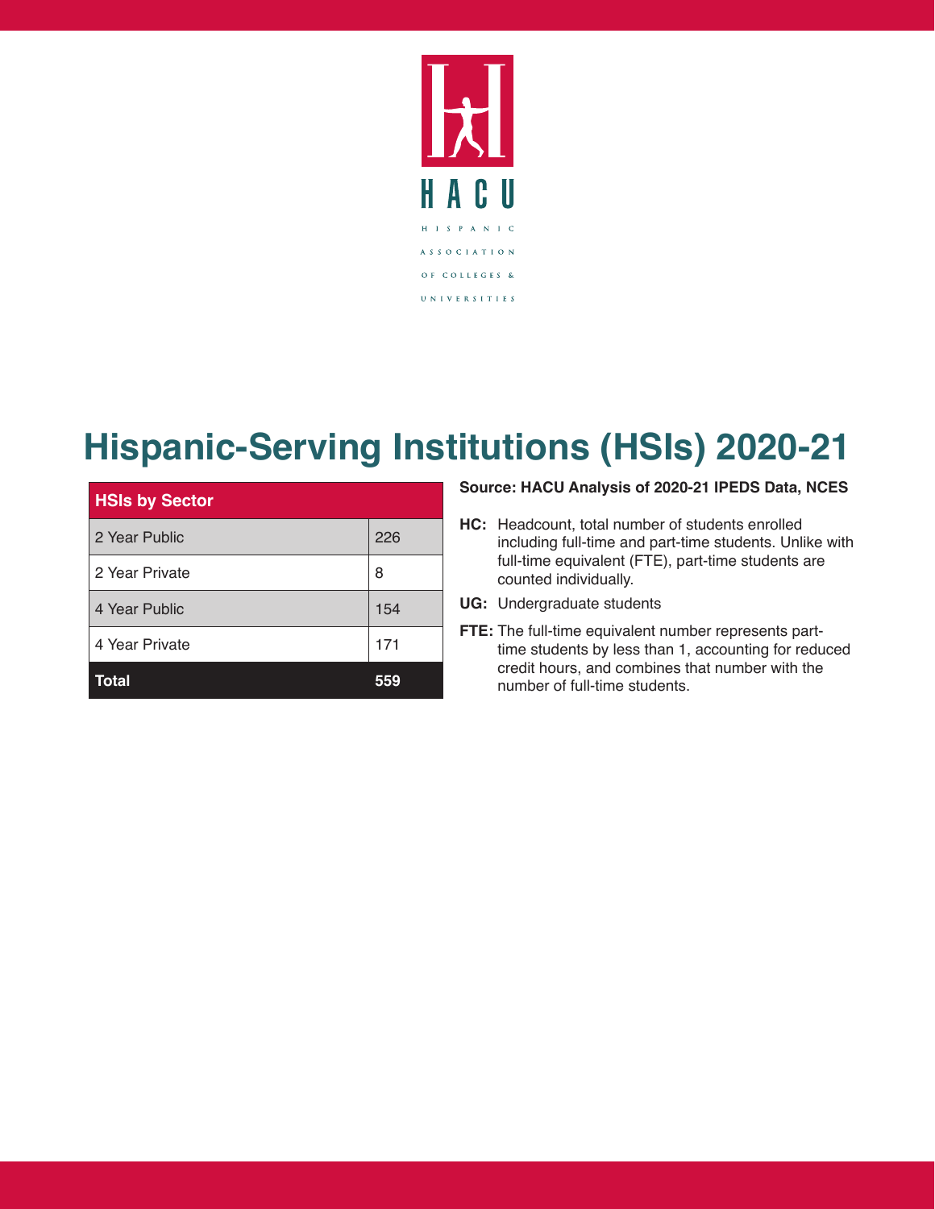HACU

HISPANIC ASSOCIATION OF COLLEGES & UNIVERSITIES

# Hispanic-Serving Institutions (HSIs) 2020-21

| HSIs by Sector | |
|---|---|
| 2 Year Public | 226 |
| 2 Year Private | 8 |
| 4 Year Public | 154 |
| 4 Year Private | 171 |
| **Total** | **559** |

**Source: HACU Analysis of 2020-21 IPEDS Data, NCES**

**HC:** Headcount, total number of students enrolled including full-time and part-time students. Unlike with full-time equivalent (FTE), part-time students are counted individually.

**UG:** Undergraduate students

**FTE:** The full-time equivalent number represents part-time students by less than 1, accounting for reduced credit hours, and combines that number with the number of full-time students.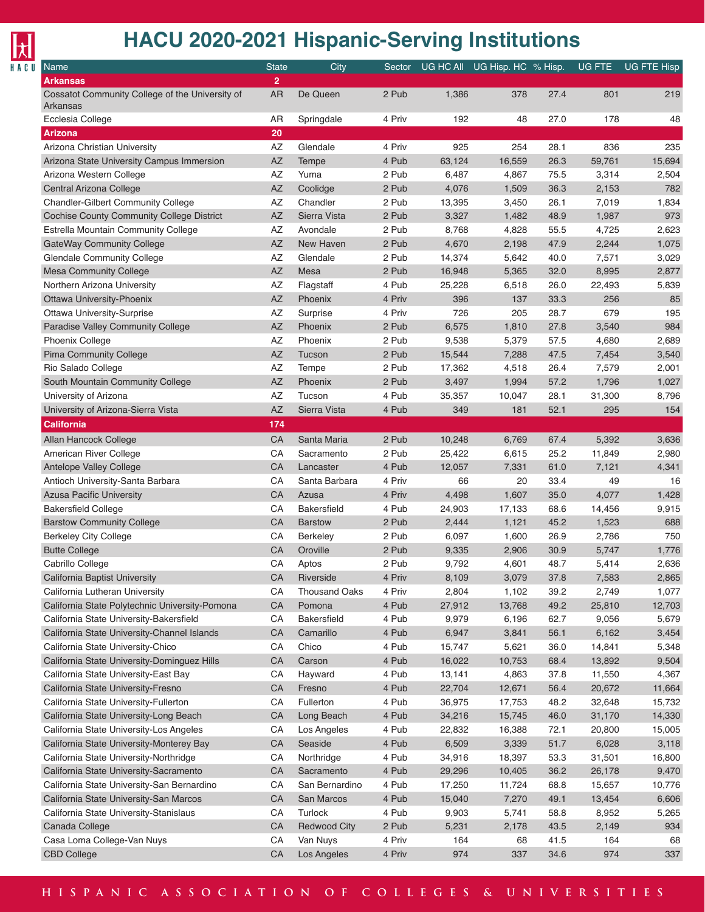# HACU 2020-2021 Hispanic-Serving Institutions

| Name | State | City | Sector | UG HC All | UG Hisp. HC | % Hisp. | UG FTE | UG FTE Hisp |
|---|---|---|---|---|---|---|---|---|
| **Arkansas** | **2** | | | | | | | |
| Cossatot Community College of the University of Arkansas | AR | De Queen | 2 Pub | 1,386 | 378 | 27.4 | 801 | 219 |
| Ecclesia College | AR | Springdale | 4 Priv | 192 | 48 | 27.0 | 178 | 48 |
| **Arizona** | **20** | | | | | | | |
| Arizona Christian University | AZ | Glendale | 4 Priv | 925 | 254 | 28.1 | 836 | 235 |
| Arizona State University Campus Immersion | AZ | Tempe | 4 Pub | 63,124 | 16,559 | 26.3 | 59,761 | 15,694 |
| Arizona Western College | AZ | Yuma | 2 Pub | 6,487 | 4,867 | 75.5 | 3,314 | 2,504 |
| Central Arizona College | AZ | Coolidge | 2 Pub | 4,076 | 1,509 | 36.3 | 2,153 | 782 |
| Chandler-Gilbert Community College | AZ | Chandler | 2 Pub | 13,395 | 3,450 | 26.1 | 7,019 | 1,834 |
| Cochise County Community College District | AZ | Sierra Vista | 2 Pub | 3,327 | 1,482 | 48.9 | 1,987 | 973 |
| Estrella Mountain Community College | AZ | Avondale | 2 Pub | 8,768 | 4,828 | 55.5 | 4,725 | 2,623 |
| GateWay Community College | AZ | New Haven | 2 Pub | 4,670 | 2,198 | 47.9 | 2,244 | 1,075 |
| Glendale Community College | AZ | Glendale | 2 Pub | 14,374 | 5,642 | 40.0 | 7,571 | 3,029 |
| Mesa Community College | AZ | Mesa | 2 Pub | 16,948 | 5,365 | 32.0 | 8,995 | 2,877 |
| Northern Arizona University | AZ | Flagstaff | 4 Pub | 25,228 | 6,518 | 26.0 | 22,493 | 5,839 |
| Ottawa University-Phoenix | AZ | Phoenix | 4 Priv | 396 | 137 | 33.3 | 256 | 85 |
| Ottawa University-Surprise | AZ | Surprise | 4 Priv | 726 | 205 | 28.7 | 679 | 195 |
| Paradise Valley Community College | AZ | Phoenix | 2 Pub | 6,575 | 1,810 | 27.8 | 3,540 | 984 |
| Phoenix College | AZ | Phoenix | 2 Pub | 9,538 | 5,379 | 57.5 | 4,680 | 2,689 |
| Pima Community College | AZ | Tucson | 2 Pub | 15,544 | 7,288 | 47.5 | 7,454 | 3,540 |
| Rio Salado College | AZ | Tempe | 2 Pub | 17,362 | 4,518 | 26.4 | 7,579 | 2,001 |
| South Mountain Community College | AZ | Phoenix | 2 Pub | 3,497 | 1,994 | 57.2 | 1,796 | 1,027 |
| University of Arizona | AZ | Tucson | 4 Pub | 35,357 | 10,047 | 28.1 | 31,300 | 8,796 |
| University of Arizona-Sierra Vista | AZ | Sierra Vista | 4 Pub | 349 | 181 | 52.1 | 295 | 154 |
| **California** | **174** | | | | | | | |
| Allan Hancock College | CA | Santa Maria | 2 Pub | 10,248 | 6,769 | 67.4 | 5,392 | 3,636 |
| American River College | CA | Sacramento | 2 Pub | 25,422 | 6,615 | 25.2 | 11,849 | 2,980 |
| Antelope Valley College | CA | Lancaster | 4 Pub | 12,057 | 7,331 | 61.0 | 7,121 | 4,341 |
| Antioch University-Santa Barbara | CA | Santa Barbara | 4 Priv | 66 | 20 | 33.4 | 49 | 16 |
| Azusa Pacific University | CA | Azusa | 4 Priv | 4,498 | 1,607 | 35.0 | 4,077 | 1,428 |
| Bakersfield College | CA | Bakersfield | 4 Pub | 24,903 | 17,133 | 68.6 | 14,456 | 9,915 |
| Barstow Community College | CA | Barstow | 2 Pub | 2,444 | 1,121 | 45.2 | 1,523 | 688 |
| Berkeley City College | CA | Berkeley | 2 Pub | 6,097 | 1,600 | 26.9 | 2,786 | 750 |
| Butte College | CA | Oroville | 2 Pub | 9,335 | 2,906 | 30.9 | 5,747 | 1,776 |
| Cabrillo College | CA | Aptos | 2 Pub | 9,792 | 4,601 | 48.7 | 5,414 | 2,636 |
| California Baptist University | CA | Riverside | 4 Priv | 8,109 | 3,079 | 37.8 | 7,583 | 2,865 |
| California Lutheran University | CA | Thousand Oaks | 4 Priv | 2,804 | 1,102 | 39.2 | 2,749 | 1,077 |
| California State Polytechnic University-Pomona | CA | Pomona | 4 Pub | 27,912 | 13,768 | 49.2 | 25,810 | 12,703 |
| California State University-Bakersfield | CA | Bakersfield | 4 Pub | 9,979 | 6,196 | 62.7 | 9,056 | 5,679 |
| California State University-Channel Islands | CA | Camarillo | 4 Pub | 6,947 | 3,841 | 56.1 | 6,162 | 3,454 |
| California State University-Chico | CA | Chico | 4 Pub | 15,747 | 5,621 | 36.0 | 14,841 | 5,348 |
| California State University-Dominguez Hills | CA | Carson | 4 Pub | 16,022 | 10,753 | 68.4 | 13,892 | 9,504 |
| California State University-East Bay | CA | Hayward | 4 Pub | 13,141 | 4,863 | 37.8 | 11,550 | 4,367 |
| California State University-Fresno | CA | Fresno | 4 Pub | 22,704 | 12,671 | 56.4 | 20,672 | 11,664 |
| California State University-Fullerton | CA | Fullerton | 4 Pub | 36,975 | 17,753 | 48.2 | 32,648 | 15,732 |
| California State University-Long Beach | CA | Long Beach | 4 Pub | 34,216 | 15,745 | 46.0 | 31,170 | 14,330 |
| California State University-Los Angeles | CA | Los Angeles | 4 Pub | 22,832 | 16,388 | 72.1 | 20,800 | 15,005 |
| California State University-Monterey Bay | CA | Seaside | 4 Pub | 6,509 | 3,339 | 51.7 | 6,028 | 3,118 |
| California State University-Northridge | CA | Northridge | 4 Pub | 34,916 | 18,397 | 53.3 | 31,501 | 16,800 |
| California State University-Sacramento | CA | Sacramento | 4 Pub | 29,296 | 10,405 | 36.2 | 26,178 | 9,470 |
| California State University-San Bernardino | CA | San Bernardino | 4 Pub | 17,250 | 11,724 | 68.8 | 15,657 | 10,776 |
| California State University-San Marcos | CA | San Marcos | 4 Pub | 15,040 | 7,270 | 49.1 | 13,454 | 6,606 |
| California State University-Stanislaus | CA | Turlock | 4 Pub | 9,903 | 5,741 | 58.8 | 8,952 | 5,265 |
| Canada College | CA | Redwood City | 2 Pub | 5,231 | 2,178 | 43.5 | 2,149 | 934 |
| Casa Loma College-Van Nuys | CA | Van Nuys | 4 Priv | 164 | 68 | 41.5 | 164 | 68 |
| CBD College | CA | Los Angeles | 4 Priv | 974 | 337 | 34.6 | 974 | 337 |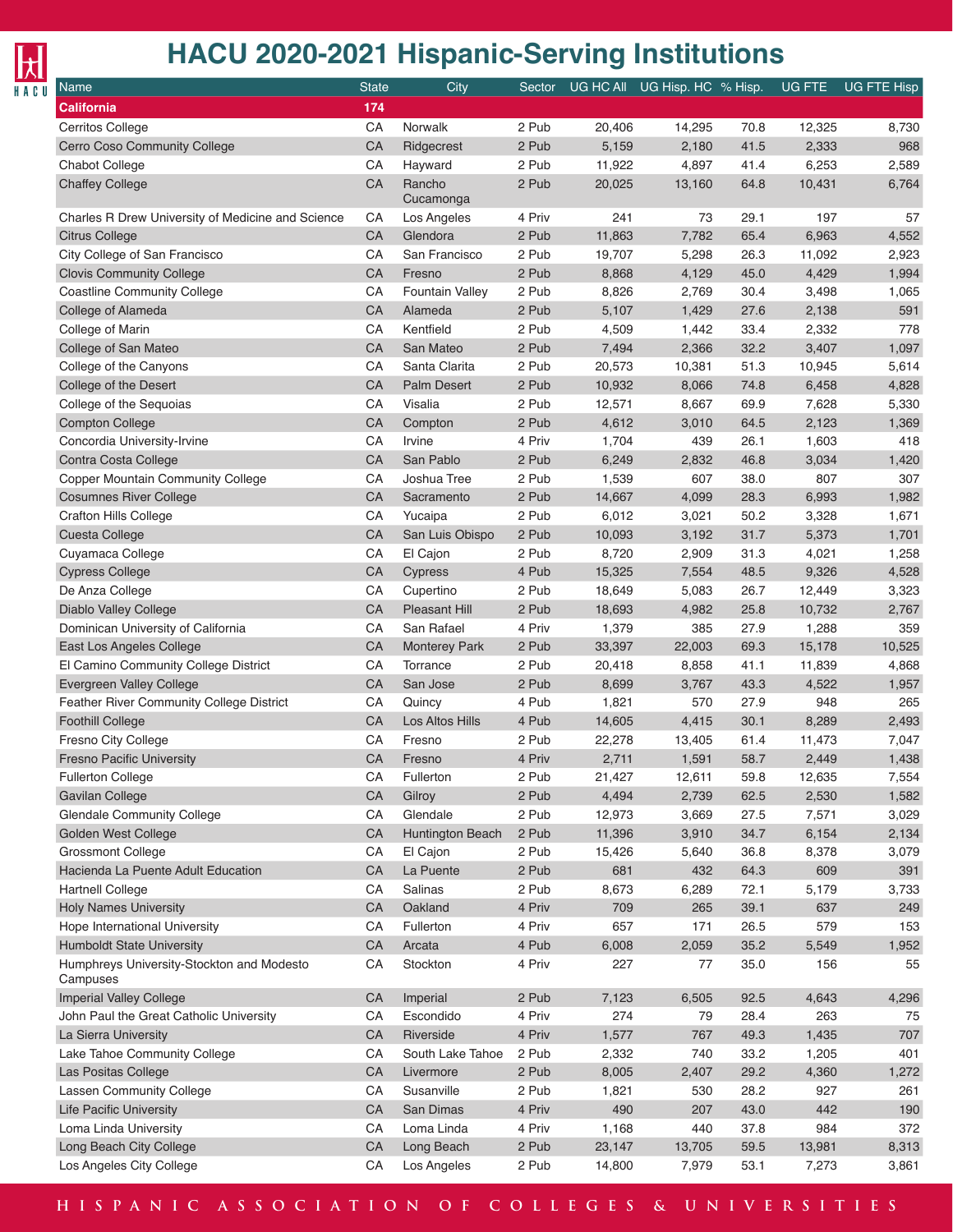# HACU 2020-2021 Hispanic-Serving Institutions

| Name | State | City | Sector | UG HC All | UG Hisp. HC | % Hisp. | UG FTE | UG FTE Hisp |
|---|---|---|---|---|---|---|---|---|
| **California** | **174** | | | | | | | |
| Cerritos College | CA | Norwalk | 2 Pub | 20,406 | 14,295 | 70.8 | 12,325 | 8,730 |
| Cerro Coso Community College | CA | Ridgecrest | 2 Pub | 5,159 | 2,180 | 41.5 | 2,333 | 968 |
| Chabot College | CA | Hayward | 2 Pub | 11,922 | 4,897 | 41.4 | 6,253 | 2,589 |
| Chaffey College | CA | Rancho Cucamonga | 2 Pub | 20,025 | 13,160 | 64.8 | 10,431 | 6,764 |
| Charles R Drew University of Medicine and Science | CA | Los Angeles | 4 Priv | 241 | 73 | 29.1 | 197 | 57 |
| Citrus College | CA | Glendora | 2 Pub | 11,863 | 7,782 | 65.4 | 6,963 | 4,552 |
| City College of San Francisco | CA | San Francisco | 2 Pub | 19,707 | 5,298 | 26.3 | 11,092 | 2,923 |
| Clovis Community College | CA | Fresno | 2 Pub | 8,868 | 4,129 | 45.0 | 4,429 | 1,994 |
| Coastline Community College | CA | Fountain Valley | 2 Pub | 8,826 | 2,769 | 30.4 | 3,498 | 1,065 |
| College of Alameda | CA | Alameda | 2 Pub | 5,107 | 1,429 | 27.6 | 2,138 | 591 |
| College of Marin | CA | Kentfield | 2 Pub | 4,509 | 1,442 | 33.4 | 2,332 | 778 |
| College of San Mateo | CA | San Mateo | 2 Pub | 7,494 | 2,366 | 32.2 | 3,407 | 1,097 |
| College of the Canyons | CA | Santa Clarita | 2 Pub | 20,573 | 10,381 | 51.3 | 10,945 | 5,614 |
| College of the Desert | CA | Palm Desert | 2 Pub | 10,932 | 8,066 | 74.8 | 6,458 | 4,828 |
| College of the Sequoias | CA | Visalia | 2 Pub | 12,571 | 8,667 | 69.9 | 7,628 | 5,330 |
| Compton College | CA | Compton | 2 Pub | 4,612 | 3,010 | 64.5 | 2,123 | 1,369 |
| Concordia University-Irvine | CA | Irvine | 4 Priv | 1,704 | 439 | 26.1 | 1,603 | 418 |
| Contra Costa College | CA | San Pablo | 2 Pub | 6,249 | 2,832 | 46.8 | 3,034 | 1,420 |
| Copper Mountain Community College | CA | Joshua Tree | 2 Pub | 1,539 | 607 | 38.0 | 807 | 307 |
| Cosumnes River College | CA | Sacramento | 2 Pub | 14,667 | 4,099 | 28.3 | 6,993 | 1,982 |
| Crafton Hills College | CA | Yucaipa | 2 Pub | 6,012 | 3,021 | 50.2 | 3,328 | 1,671 |
| Cuesta College | CA | San Luis Obispo | 2 Pub | 10,093 | 3,192 | 31.7 | 5,373 | 1,701 |
| Cuyamaca College | CA | El Cajon | 2 Pub | 8,720 | 2,909 | 31.3 | 4,021 | 1,258 |
| Cypress College | CA | Cypress | 4 Pub | 15,325 | 7,554 | 48.5 | 9,326 | 4,528 |
| De Anza College | CA | Cupertino | 2 Pub | 18,649 | 5,083 | 26.7 | 12,449 | 3,323 |
| Diablo Valley College | CA | Pleasant Hill | 2 Pub | 18,693 | 4,982 | 25.8 | 10,732 | 2,767 |
| Dominican University of California | CA | San Rafael | 4 Priv | 1,379 | 385 | 27.9 | 1,288 | 359 |
| East Los Angeles College | CA | Monterey Park | 2 Pub | 33,397 | 22,003 | 69.3 | 15,178 | 10,525 |
| El Camino Community College District | CA | Torrance | 2 Pub | 20,418 | 8,858 | 41.1 | 11,839 | 4,868 |
| Evergreen Valley College | CA | San Jose | 2 Pub | 8,699 | 3,767 | 43.3 | 4,522 | 1,957 |
| Feather River Community College District | CA | Quincy | 4 Pub | 1,821 | 570 | 27.9 | 948 | 265 |
| Foothill College | CA | Los Altos Hills | 4 Pub | 14,605 | 4,415 | 30.1 | 8,289 | 2,493 |
| Fresno City College | CA | Fresno | 2 Pub | 22,278 | 13,405 | 61.4 | 11,473 | 7,047 |
| Fresno Pacific University | CA | Fresno | 4 Priv | 2,711 | 1,591 | 58.7 | 2,449 | 1,438 |
| Fullerton College | CA | Fullerton | 2 Pub | 21,427 | 12,611 | 59.8 | 12,635 | 7,554 |
| Gavilan College | CA | Gilroy | 2 Pub | 4,494 | 2,739 | 62.5 | 2,530 | 1,582 |
| Glendale Community College | CA | Glendale | 2 Pub | 12,973 | 3,669 | 27.5 | 7,571 | 3,029 |
| Golden West College | CA | Huntington Beach | 2 Pub | 11,396 | 3,910 | 34.7 | 6,154 | 2,134 |
| Grossmont College | CA | El Cajon | 2 Pub | 15,426 | 5,640 | 36.8 | 8,378 | 3,079 |
| Hacienda La Puente Adult Education | CA | La Puente | 2 Pub | 681 | 432 | 64.3 | 609 | 391 |
| Hartnell College | CA | Salinas | 2 Pub | 8,673 | 6,289 | 72.1 | 5,179 | 3,733 |
| Holy Names University | CA | Oakland | 4 Priv | 709 | 265 | 39.1 | 637 | 249 |
| Hope International University | CA | Fullerton | 4 Priv | 657 | 171 | 26.5 | 579 | 153 |
| Humboldt State University | CA | Arcata | 4 Pub | 6,008 | 2,059 | 35.2 | 5,549 | 1,952 |
| Humphreys University-Stockton and Modesto Campuses | CA | Stockton | 4 Priv | 227 | 77 | 35.0 | 156 | 55 |
| Imperial Valley College | CA | Imperial | 2 Pub | 7,123 | 6,505 | 92.5 | 4,643 | 4,296 |
| John Paul the Great Catholic University | CA | Escondido | 4 Priv | 274 | 79 | 28.4 | 263 | 75 |
| La Sierra University | CA | Riverside | 4 Priv | 1,577 | 767 | 49.3 | 1,435 | 707 |
| Lake Tahoe Community College | CA | South Lake Tahoe | 2 Pub | 2,332 | 740 | 33.2 | 1,205 | 401 |
| Las Positas College | CA | Livermore | 2 Pub | 8,005 | 2,407 | 29.2 | 4,360 | 1,272 |
| Lassen Community College | CA | Susanville | 2 Pub | 1,821 | 530 | 28.2 | 927 | 261 |
| Life Pacific University | CA | San Dimas | 4 Priv | 490 | 207 | 43.0 | 442 | 190 |
| Loma Linda University | CA | Loma Linda | 4 Priv | 1,168 | 440 | 37.8 | 984 | 372 |
| Long Beach City College | CA | Long Beach | 2 Pub | 23,147 | 13,705 | 59.5 | 13,981 | 8,313 |
| Los Angeles City College | CA | Los Angeles | 2 Pub | 14,800 | 7,979 | 53.1 | 7,273 | 3,861 |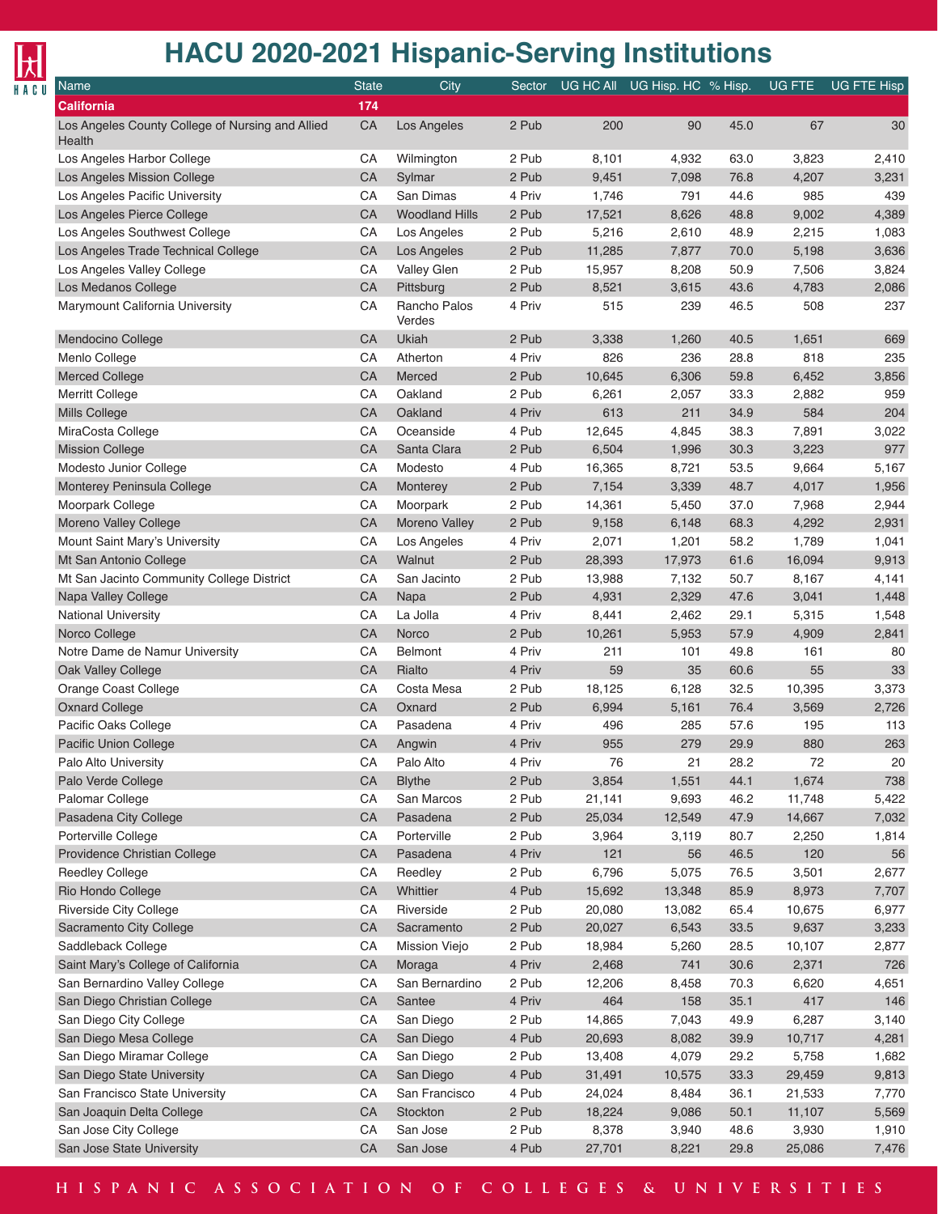# HACU 2020-2021 Hispanic-Serving Institutions

| Name | State | City | Sector | UG HC All | UG Hisp. HC | % Hisp. | UG FTE | UG FTE Hisp |
|---|---|---|---|---|---|---|---|---|
| **California** | **174** | | | | | | | |
| Los Angeles County College of Nursing and Allied Health | CA | Los Angeles | 2 Pub | 200 | 90 | 45.0 | 67 | 30 |
| Los Angeles Harbor College | CA | Wilmington | 2 Pub | 8,101 | 4,932 | 63.0 | 3,823 | 2,410 |
| Los Angeles Mission College | CA | Sylmar | 2 Pub | 9,451 | 7,098 | 76.8 | 4,207 | 3,231 |
| Los Angeles Pacific University | CA | San Dimas | 4 Priv | 1,746 | 791 | 44.6 | 985 | 439 |
| Los Angeles Pierce College | CA | Woodland Hills | 2 Pub | 17,521 | 8,626 | 48.8 | 9,002 | 4,389 |
| Los Angeles Southwest College | CA | Los Angeles | 2 Pub | 5,216 | 2,610 | 48.9 | 2,215 | 1,083 |
| Los Angeles Trade Technical College | CA | Los Angeles | 2 Pub | 11,285 | 7,877 | 70.0 | 5,198 | 3,636 |
| Los Angeles Valley College | CA | Valley Glen | 2 Pub | 15,957 | 8,208 | 50.9 | 7,506 | 3,824 |
| Los Medanos College | CA | Pittsburg | 2 Pub | 8,521 | 3,615 | 43.6 | 4,783 | 2,086 |
| Marymount California University | CA | Rancho Palos Verdes | 4 Priv | 515 | 239 | 46.5 | 508 | 237 |
| Mendocino College | CA | Ukiah | 2 Pub | 3,338 | 1,260 | 40.5 | 1,651 | 669 |
| Menlo College | CA | Atherton | 4 Priv | 826 | 236 | 28.8 | 818 | 235 |
| Merced College | CA | Merced | 2 Pub | 10,645 | 6,306 | 59.8 | 6,452 | 3,856 |
| Merritt College | CA | Oakland | 2 Pub | 6,261 | 2,057 | 33.3 | 2,882 | 959 |
| Mills College | CA | Oakland | 4 Priv | 613 | 211 | 34.9 | 584 | 204 |
| MiraCosta College | CA | Oceanside | 4 Pub | 12,645 | 4,845 | 38.3 | 7,891 | 3,022 |
| Mission College | CA | Santa Clara | 2 Pub | 6,504 | 1,996 | 30.3 | 3,223 | 977 |
| Modesto Junior College | CA | Modesto | 4 Pub | 16,365 | 8,721 | 53.5 | 9,664 | 5,167 |
| Monterey Peninsula College | CA | Monterey | 2 Pub | 7,154 | 3,339 | 48.7 | 4,017 | 1,956 |
| Moorpark College | CA | Moorpark | 2 Pub | 14,361 | 5,450 | 37.0 | 7,968 | 2,944 |
| Moreno Valley College | CA | Moreno Valley | 2 Pub | 9,158 | 6,148 | 68.3 | 4,292 | 2,931 |
| Mount Saint Mary's University | CA | Los Angeles | 4 Priv | 2,071 | 1,201 | 58.2 | 1,789 | 1,041 |
| Mt San Antonio College | CA | Walnut | 2 Pub | 28,393 | 17,973 | 61.6 | 16,094 | 9,913 |
| Mt San Jacinto Community College District | CA | San Jacinto | 2 Pub | 13,988 | 7,132 | 50.7 | 8,167 | 4,141 |
| Napa Valley College | CA | Napa | 2 Pub | 4,931 | 2,329 | 47.6 | 3,041 | 1,448 |
| National University | CA | La Jolla | 4 Priv | 8,441 | 2,462 | 29.1 | 5,315 | 1,548 |
| Norco College | CA | Norco | 2 Pub | 10,261 | 5,953 | 57.9 | 4,909 | 2,841 |
| Notre Dame de Namur University | CA | Belmont | 4 Priv | 211 | 101 | 49.8 | 161 | 80 |
| Oak Valley College | CA | Rialto | 4 Priv | 59 | 35 | 60.6 | 55 | 33 |
| Orange Coast College | CA | Costa Mesa | 2 Pub | 18,125 | 6,128 | 32.5 | 10,395 | 3,373 |
| Oxnard College | CA | Oxnard | 2 Pub | 6,994 | 5,161 | 76.4 | 3,569 | 2,726 |
| Pacific Oaks College | CA | Pasadena | 4 Priv | 496 | 285 | 57.6 | 195 | 113 |
| Pacific Union College | CA | Angwin | 4 Priv | 955 | 279 | 29.9 | 880 | 263 |
| Palo Alto University | CA | Palo Alto | 4 Priv | 76 | 21 | 28.2 | 72 | 20 |
| Palo Verde College | CA | Blythe | 2 Pub | 3,854 | 1,551 | 44.1 | 1,674 | 738 |
| Palomar College | CA | San Marcos | 2 Pub | 21,141 | 9,693 | 46.2 | 11,748 | 5,422 |
| Pasadena City College | CA | Pasadena | 2 Pub | 25,034 | 12,549 | 47.9 | 14,667 | 7,032 |
| Porterville College | CA | Porterville | 2 Pub | 3,964 | 3,119 | 80.7 | 2,250 | 1,814 |
| Providence Christian College | CA | Pasadena | 4 Priv | 121 | 56 | 46.5 | 120 | 56 |
| Reedley College | CA | Reedley | 2 Pub | 6,796 | 5,075 | 76.5 | 3,501 | 2,677 |
| Rio Hondo College | CA | Whittier | 4 Pub | 15,692 | 13,348 | 85.9 | 8,973 | 7,707 |
| Riverside City College | CA | Riverside | 2 Pub | 20,080 | 13,082 | 65.4 | 10,675 | 6,977 |
| Sacramento City College | CA | Sacramento | 2 Pub | 20,027 | 6,543 | 33.5 | 9,637 | 3,233 |
| Saddleback College | CA | Mission Viejo | 2 Pub | 18,984 | 5,260 | 28.5 | 10,107 | 2,877 |
| Saint Mary's College of California | CA | Moraga | 4 Priv | 2,468 | 741 | 30.6 | 2,371 | 726 |
| San Bernardino Valley College | CA | San Bernardino | 2 Pub | 12,206 | 8,458 | 70.3 | 6,620 | 4,651 |
| San Diego Christian College | CA | Santee | 4 Priv | 464 | 158 | 35.1 | 417 | 146 |
| San Diego City College | CA | San Diego | 2 Pub | 14,865 | 7,043 | 49.9 | 6,287 | 3,140 |
| San Diego Mesa College | CA | San Diego | 4 Pub | 20,693 | 8,082 | 39.9 | 10,717 | 4,281 |
| San Diego Miramar College | CA | San Diego | 2 Pub | 13,408 | 4,079 | 29.2 | 5,758 | 1,682 |
| San Diego State University | CA | San Diego | 4 Pub | 31,491 | 10,575 | 33.3 | 29,459 | 9,813 |
| San Francisco State University | CA | San Francisco | 4 Pub | 24,024 | 8,484 | 36.1 | 21,533 | 7,770 |
| San Joaquin Delta College | CA | Stockton | 2 Pub | 18,224 | 9,086 | 50.1 | 11,107 | 5,569 |
| San Jose City College | CA | San Jose | 2 Pub | 8,378 | 3,940 | 48.6 | 3,930 | 1,910 |
| San Jose State University | CA | San Jose | 4 Pub | 27,701 | 8,221 | 29.8 | 25,086 | 7,476 |

HISPANIC ASSOCIATION OF COLLEGES & UNIVERSITIES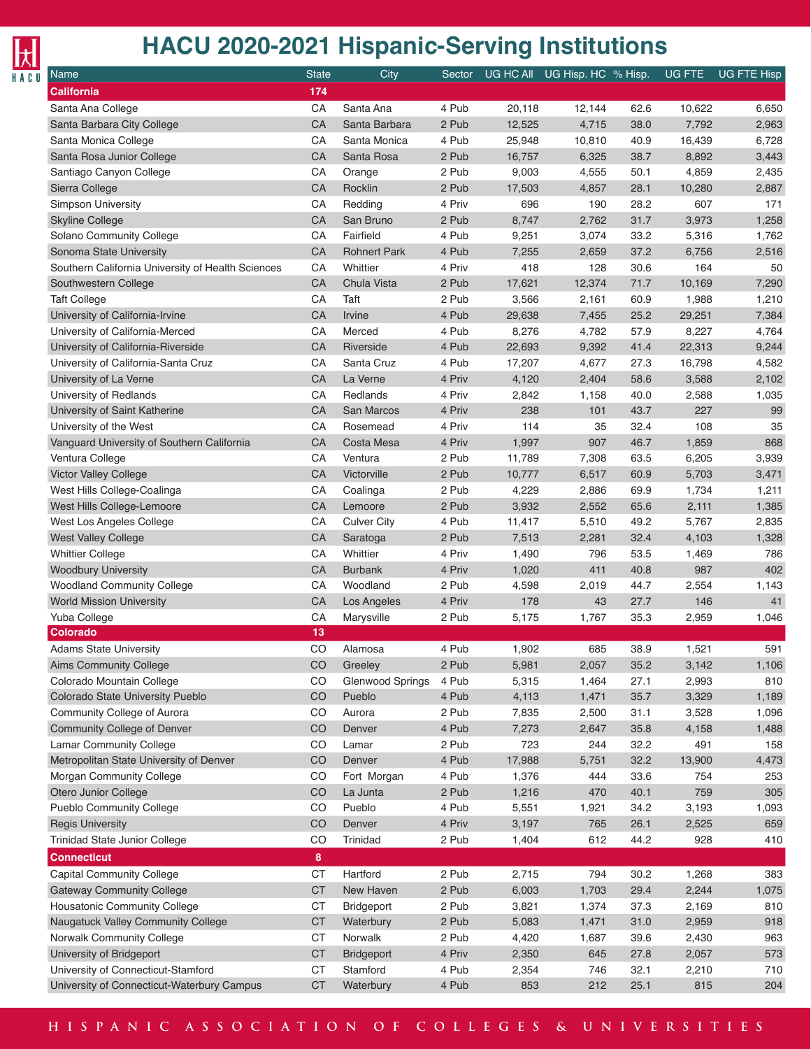# HACU 2020-2021 Hispanic-Serving Institutions

| Name | State | City | Sector | UG HC All | UG Hisp. HC | % Hisp. | UG FTE | UG FTE Hisp |
|---|---|---|---|---|---|---|---|---|
| **California** | **174** | | | | | | | |
| Santa Ana College | CA | Santa Ana | 4 Pub | 20,118 | 12,144 | 62.6 | 10,622 | 6,650 |
| Santa Barbara City College | CA | Santa Barbara | 2 Pub | 12,525 | 4,715 | 38.0 | 7,792 | 2,963 |
| Santa Monica College | CA | Santa Monica | 4 Pub | 25,948 | 10,810 | 40.9 | 16,439 | 6,728 |
| Santa Rosa Junior College | CA | Santa Rosa | 2 Pub | 16,757 | 6,325 | 38.7 | 8,892 | 3,443 |
| Santiago Canyon College | CA | Orange | 2 Pub | 9,003 | 4,555 | 50.1 | 4,859 | 2,435 |
| Sierra College | CA | Rocklin | 2 Pub | 17,503 | 4,857 | 28.1 | 10,280 | 2,887 |
| Simpson University | CA | Redding | 4 Priv | 696 | 190 | 28.2 | 607 | 171 |
| Skyline College | CA | San Bruno | 2 Pub | 8,747 | 2,762 | 31.7 | 3,973 | 1,258 |
| Solano Community College | CA | Fairfield | 4 Pub | 9,251 | 3,074 | 33.2 | 5,316 | 1,762 |
| Sonoma State University | CA | Rohnert Park | 4 Pub | 7,255 | 2,659 | 37.2 | 6,756 | 2,516 |
| Southern California University of Health Sciences | CA | Whittier | 4 Priv | 418 | 128 | 30.6 | 164 | 50 |
| Southwestern College | CA | Chula Vista | 2 Pub | 17,621 | 12,374 | 71.7 | 10,169 | 7,290 |
| Taft College | CA | Taft | 2 Pub | 3,566 | 2,161 | 60.9 | 1,988 | 1,210 |
| University of California-Irvine | CA | Irvine | 4 Pub | 29,638 | 7,455 | 25.2 | 29,251 | 7,384 |
| University of California-Merced | CA | Merced | 4 Pub | 8,276 | 4,782 | 57.9 | 8,227 | 4,764 |
| University of California-Riverside | CA | Riverside | 4 Pub | 22,693 | 9,392 | 41.4 | 22,313 | 9,244 |
| University of California-Santa Cruz | CA | Santa Cruz | 4 Pub | 17,207 | 4,677 | 27.3 | 16,798 | 4,582 |
| University of La Verne | CA | La Verne | 4 Priv | 4,120 | 2,404 | 58.6 | 3,588 | 2,102 |
| University of Redlands | CA | Redlands | 4 Priv | 2,842 | 1,158 | 40.0 | 2,588 | 1,035 |
| University of Saint Katherine | CA | San Marcos | 4 Priv | 238 | 101 | 43.7 | 227 | 99 |
| University of the West | CA | Rosemead | 4 Priv | 114 | 35 | 32.4 | 108 | 35 |
| Vanguard University of Southern California | CA | Costa Mesa | 4 Priv | 1,997 | 907 | 46.7 | 1,859 | 868 |
| Ventura College | CA | Ventura | 2 Pub | 11,789 | 7,308 | 63.5 | 6,205 | 3,939 |
| Victor Valley College | CA | Victorville | 2 Pub | 10,777 | 6,517 | 60.9 | 5,703 | 3,471 |
| West Hills College-Coalinga | CA | Coalinga | 2 Pub | 4,229 | 2,886 | 69.9 | 1,734 | 1,211 |
| West Hills College-Lemoore | CA | Lemoore | 2 Pub | 3,932 | 2,552 | 65.6 | 2,111 | 1,385 |
| West Los Angeles College | CA | Culver City | 4 Pub | 11,417 | 5,510 | 49.2 | 5,767 | 2,835 |
| West Valley College | CA | Saratoga | 2 Pub | 7,513 | 2,281 | 32.4 | 4,103 | 1,328 |
| Whittier College | CA | Whittier | 4 Priv | 1,490 | 796 | 53.5 | 1,469 | 786 |
| Woodbury University | CA | Burbank | 4 Priv | 1,020 | 411 | 40.8 | 987 | 402 |
| Woodland Community College | CA | Woodland | 2 Pub | 4,598 | 2,019 | 44.7 | 2,554 | 1,143 |
| World Mission University | CA | Los Angeles | 4 Priv | 178 | 43 | 27.7 | 146 | 41 |
| Yuba College | CA | Marysville | 2 Pub | 5,175 | 1,767 | 35.3 | 2,959 | 1,046 |
| **Colorado** | **13** | | | | | | | |
| Adams State University | CO | Alamosa | 4 Pub | 1,902 | 685 | 38.9 | 1,521 | 591 |
| Aims Community College | CO | Greeley | 2 Pub | 5,981 | 2,057 | 35.2 | 3,142 | 1,106 |
| Colorado Mountain College | CO | Glenwood Springs | 4 Pub | 5,315 | 1,464 | 27.1 | 2,993 | 810 |
| Colorado State University Pueblo | CO | Pueblo | 4 Pub | 4,113 | 1,471 | 35.7 | 3,329 | 1,189 |
| Community College of Aurora | CO | Aurora | 2 Pub | 7,835 | 2,500 | 31.1 | 3,528 | 1,096 |
| Community College of Denver | CO | Denver | 4 Pub | 7,273 | 2,647 | 35.8 | 4,158 | 1,488 |
| Lamar Community College | CO | Lamar | 2 Pub | 723 | 244 | 32.2 | 491 | 158 |
| Metropolitan State University of Denver | CO | Denver | 4 Pub | 17,988 | 5,751 | 32.2 | 13,900 | 4,473 |
| Morgan Community College | CO | Fort Morgan | 4 Pub | 1,376 | 444 | 33.6 | 754 | 253 |
| Otero Junior College | CO | La Junta | 2 Pub | 1,216 | 470 | 40.1 | 759 | 305 |
| Pueblo Community College | CO | Pueblo | 4 Pub | 5,551 | 1,921 | 34.2 | 3,193 | 1,093 |
| Regis University | CO | Denver | 4 Priv | 3,197 | 765 | 26.1 | 2,525 | 659 |
| Trinidad State Junior College | CO | Trinidad | 2 Pub | 1,404 | 612 | 44.2 | 928 | 410 |
| **Connecticut** | **8** | | | | | | | |
| Capital Community College | CT | Hartford | 2 Pub | 2,715 | 794 | 30.2 | 1,268 | 383 |
| Gateway Community College | CT | New Haven | 2 Pub | 6,003 | 1,703 | 29.4 | 2,244 | 1,075 |
| Housatonic Community College | CT | Bridgeport | 2 Pub | 3,821 | 1,374 | 37.3 | 2,169 | 810 |
| Naugatuck Valley Community College | CT | Waterbury | 2 Pub | 5,083 | 1,471 | 31.0 | 2,959 | 918 |
| Norwalk Community College | CT | Norwalk | 2 Pub | 4,420 | 1,687 | 39.6 | 2,430 | 963 |
| University of Bridgeport | CT | Bridgeport | 4 Priv | 2,350 | 645 | 27.8 | 2,057 | 573 |
| University of Connecticut-Stamford | CT | Stamford | 4 Pub | 2,354 | 746 | 32.1 | 2,210 | 710 |
| University of Connecticut-Waterbury Campus | CT | Waterbury | 4 Pub | 853 | 212 | 25.1 | 815 | 204 |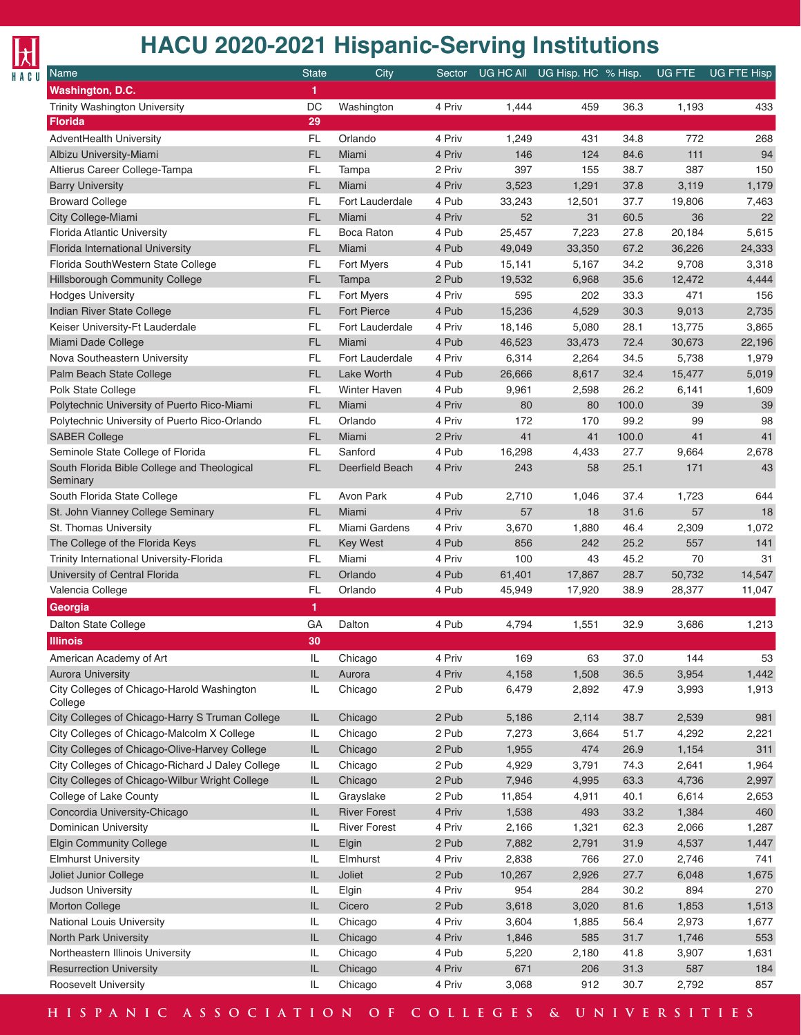# HACU 2020-2021 Hispanic-Serving Institutions

| Name | State | City | Sector | UG HC All | UG Hisp. HC | % Hisp. | UG FTE | UG FTE Hisp |
|---|---|---|---|---|---|---|---|---|
| **Washington, D.C.** | **1** | | | | | | | |
| Trinity Washington University | DC | Washington | 4 Priv | 1,444 | 459 | 36.3 | 1,193 | 433 |
| **Florida** | **29** | | | | | | | |
| AdventHealth University | FL | Orlando | 4 Priv | 1,249 | 431 | 34.8 | 772 | 268 |
| Albizu University-Miami | FL | Miami | 4 Priv | 146 | 124 | 84.6 | 111 | 94 |
| Altierus Career College-Tampa | FL | Tampa | 2 Priv | 397 | 155 | 38.7 | 387 | 150 |
| Barry University | FL | Miami | 4 Priv | 3,523 | 1,291 | 37.8 | 3,119 | 1,179 |
| Broward College | FL | Fort Lauderdale | 4 Pub | 33,243 | 12,501 | 37.7 | 19,806 | 7,463 |
| City College-Miami | FL | Miami | 4 Priv | 52 | 31 | 60.5 | 36 | 22 |
| Florida Atlantic University | FL | Boca Raton | 4 Pub | 25,457 | 7,223 | 27.8 | 20,184 | 5,615 |
| Florida International University | FL | Miami | 4 Pub | 49,049 | 33,350 | 67.2 | 36,226 | 24,333 |
| Florida SouthWestern State College | FL | Fort Myers | 4 Pub | 15,141 | 5,167 | 34.2 | 9,708 | 3,318 |
| Hillsborough Community College | FL | Tampa | 2 Pub | 19,532 | 6,968 | 35.6 | 12,472 | 4,444 |
| Hodges University | FL | Fort Myers | 4 Priv | 595 | 202 | 33.3 | 471 | 156 |
| Indian River State College | FL | Fort Pierce | 4 Pub | 15,236 | 4,529 | 30.3 | 9,013 | 2,735 |
| Keiser University-Ft Lauderdale | FL | Fort Lauderdale | 4 Priv | 18,146 | 5,080 | 28.1 | 13,775 | 3,865 |
| Miami Dade College | FL | Miami | 4 Pub | 46,523 | 33,473 | 72.4 | 30,673 | 22,196 |
| Nova Southeastern University | FL | Fort Lauderdale | 4 Priv | 6,314 | 2,264 | 34.5 | 5,738 | 1,979 |
| Palm Beach State College | FL | Lake Worth | 4 Pub | 26,666 | 8,617 | 32.4 | 15,477 | 5,019 |
| Polk State College | FL | Winter Haven | 4 Pub | 9,961 | 2,598 | 26.2 | 6,141 | 1,609 |
| Polytechnic University of Puerto Rico-Miami | FL | Miami | 4 Priv | 80 | 80 | 100.0 | 39 | 39 |
| Polytechnic University of Puerto Rico-Orlando | FL | Orlando | 4 Priv | 172 | 170 | 99.2 | 99 | 98 |
| SABER College | FL | Miami | 2 Priv | 41 | 41 | 100.0 | 41 | 41 |
| Seminole State College of Florida | FL | Sanford | 4 Pub | 16,298 | 4,433 | 27.7 | 9,664 | 2,678 |
| South Florida Bible College and Theological Seminary | FL | Deerfield Beach | 4 Priv | 243 | 58 | 25.1 | 171 | 43 |
| South Florida State College | FL | Avon Park | 4 Pub | 2,710 | 1,046 | 37.4 | 1,723 | 644 |
| St. John Vianney College Seminary | FL | Miami | 4 Priv | 57 | 18 | 31.6 | 57 | 18 |
| St. Thomas University | FL | Miami Gardens | 4 Priv | 3,670 | 1,880 | 46.4 | 2,309 | 1,072 |
| The College of the Florida Keys | FL | Key West | 4 Pub | 856 | 242 | 25.2 | 557 | 141 |
| Trinity International University-Florida | FL | Miami | 4 Priv | 100 | 43 | 45.2 | 70 | 31 |
| University of Central Florida | FL | Orlando | 4 Pub | 61,401 | 17,867 | 28.7 | 50,732 | 14,547 |
| Valencia College | FL | Orlando | 4 Pub | 45,949 | 17,920 | 38.9 | 28,377 | 11,047 |
| **Georgia** | **1** | | | | | | | |
| Dalton State College | GA | Dalton | 4 Pub | 4,794 | 1,551 | 32.9 | 3,686 | 1,213 |
| **Illinois** | **30** | | | | | | | |
| American Academy of Art | IL | Chicago | 4 Priv | 169 | 63 | 37.0 | 144 | 53 |
| Aurora University | IL | Aurora | 4 Priv | 4,158 | 1,508 | 36.5 | 3,954 | 1,442 |
| City Colleges of Chicago-Harold Washington College | IL | Chicago | 2 Pub | 6,479 | 2,892 | 47.9 | 3,993 | 1,913 |
| City Colleges of Chicago-Harry S Truman College | IL | Chicago | 2 Pub | 5,186 | 2,114 | 38.7 | 2,539 | 981 |
| City Colleges of Chicago-Malcolm X College | IL | Chicago | 2 Pub | 7,273 | 3,664 | 51.7 | 4,292 | 2,221 |
| City Colleges of Chicago-Olive-Harvey College | IL | Chicago | 2 Pub | 1,955 | 474 | 26.9 | 1,154 | 311 |
| City Colleges of Chicago-Richard J Daley College | IL | Chicago | 2 Pub | 4,929 | 3,791 | 74.3 | 2,641 | 1,964 |
| City Colleges of Chicago-Wilbur Wright College | IL | Chicago | 2 Pub | 7,946 | 4,995 | 63.3 | 4,736 | 2,997 |
| College of Lake County | IL | Grayslake | 2 Pub | 11,854 | 4,911 | 40.1 | 6,614 | 2,653 |
| Concordia University-Chicago | IL | River Forest | 4 Priv | 1,538 | 493 | 33.2 | 1,384 | 460 |
| Dominican University | IL | River Forest | 4 Priv | 2,166 | 1,321 | 62.3 | 2,066 | 1,287 |
| Elgin Community College | IL | Elgin | 2 Pub | 7,882 | 2,791 | 31.9 | 4,537 | 1,447 |
| Elmhurst University | IL | Elmhurst | 4 Priv | 2,838 | 766 | 27.0 | 2,746 | 741 |
| Joliet Junior College | IL | Joliet | 2 Pub | 10,267 | 2,926 | 27.7 | 6,048 | 1,675 |
| Judson University | IL | Elgin | 4 Priv | 954 | 284 | 30.2 | 894 | 270 |
| Morton College | IL | Cicero | 2 Pub | 3,618 | 3,020 | 81.6 | 1,853 | 1,513 |
| National Louis University | IL | Chicago | 4 Priv | 3,604 | 1,885 | 56.4 | 2,973 | 1,677 |
| North Park University | IL | Chicago | 4 Priv | 1,846 | 585 | 31.7 | 1,746 | 553 |
| Northeastern Illinois University | IL | Chicago | 4 Pub | 5,220 | 2,180 | 41.8 | 3,907 | 1,631 |
| Resurrection University | IL | Chicago | 4 Priv | 671 | 206 | 31.3 | 587 | 184 |
| Roosevelt University | IL | Chicago | 4 Priv | 3,068 | 912 | 30.7 | 2,792 | 857 |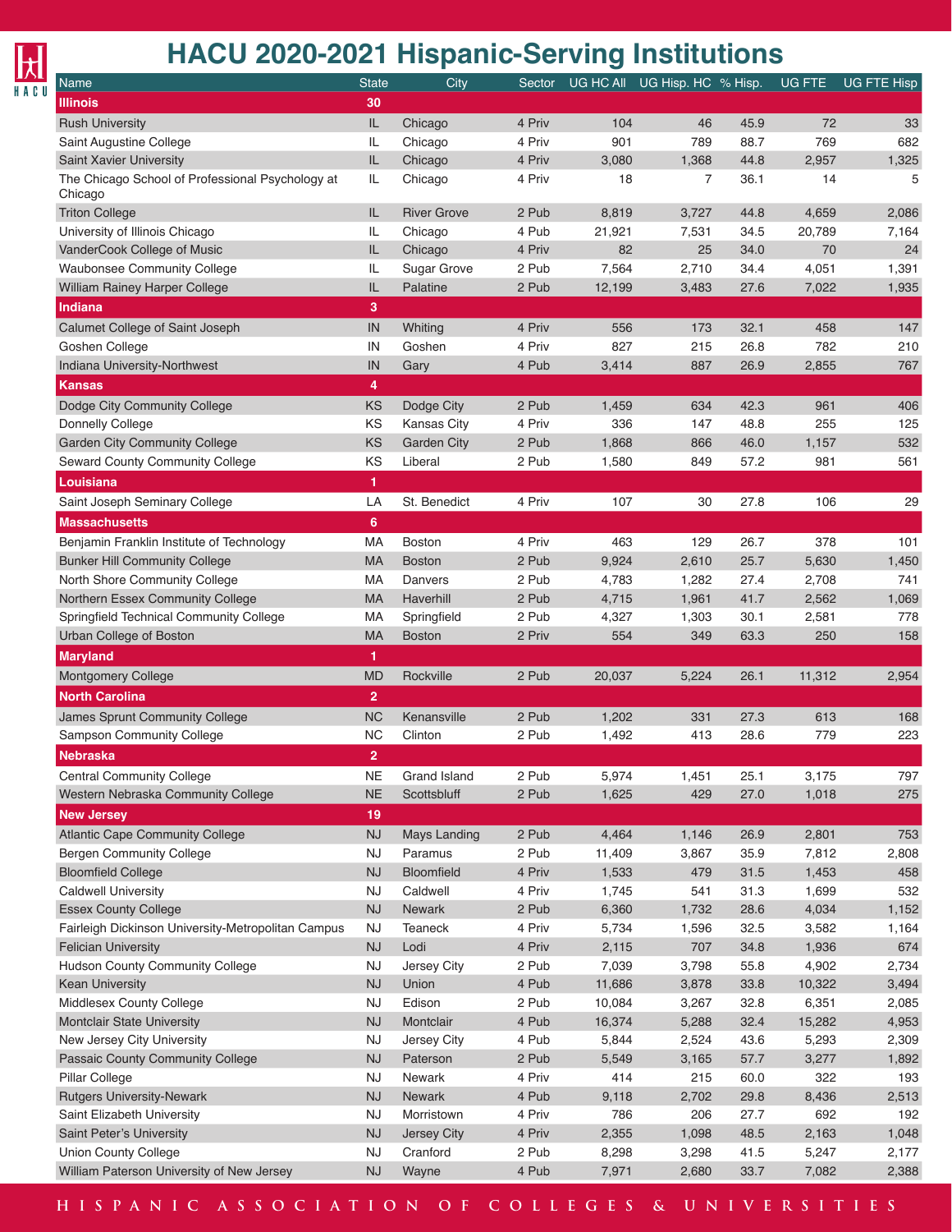# HACU 2020-2021 Hispanic-Serving Institutions

| Name | State | City | Sector | UG HC All | UG Hisp. HC | % Hisp. | UG FTE | UG FTE Hisp |
|---|---|---|---|---|---|---|---|---|
| **Illinois** | **30** | | | | | | | |
| Rush University | IL | Chicago | 4 Priv | 104 | 46 | 45.9 | 72 | 33 |
| Saint Augustine College | IL | Chicago | 4 Priv | 901 | 789 | 88.7 | 769 | 682 |
| Saint Xavier University | IL | Chicago | 4 Priv | 3,080 | 1,368 | 44.8 | 2,957 | 1,325 |
| The Chicago School of Professional Psychology at Chicago | IL | Chicago | 4 Priv | 18 | 7 | 36.1 | 14 | 5 |
| Triton College | IL | River Grove | 2 Pub | 8,819 | 3,727 | 44.8 | 4,659 | 2,086 |
| University of Illinois Chicago | IL | Chicago | 4 Pub | 21,921 | 7,531 | 34.5 | 20,789 | 7,164 |
| VanderCook College of Music | IL | Chicago | 4 Priv | 82 | 25 | 34.0 | 70 | 24 |
| Waubonsee Community College | IL | Sugar Grove | 2 Pub | 7,564 | 2,710 | 34.4 | 4,051 | 1,391 |
| William Rainey Harper College | IL | Palatine | 2 Pub | 12,199 | 3,483 | 27.6 | 7,022 | 1,935 |
| **Indiana** | **3** | | | | | | | |
| Calumet College of Saint Joseph | IN | Whiting | 4 Priv | 556 | 173 | 32.1 | 458 | 147 |
| Goshen College | IN | Goshen | 4 Priv | 827 | 215 | 26.8 | 782 | 210 |
| Indiana University-Northwest | IN | Gary | 4 Pub | 3,414 | 887 | 26.9 | 2,855 | 767 |
| **Kansas** | **4** | | | | | | | |
| Dodge City Community College | KS | Dodge City | 2 Pub | 1,459 | 634 | 42.3 | 961 | 406 |
| Donnelly College | KS | Kansas City | 4 Priv | 336 | 147 | 48.8 | 255 | 125 |
| Garden City Community College | KS | Garden City | 2 Pub | 1,868 | 866 | 46.0 | 1,157 | 532 |
| Seward County Community College | KS | Liberal | 2 Pub | 1,580 | 849 | 57.2 | 981 | 561 |
| **Louisiana** | **1** | | | | | | | |
| Saint Joseph Seminary College | LA | St. Benedict | 4 Priv | 107 | 30 | 27.8 | 106 | 29 |
| **Massachusetts** | **6** | | | | | | | |
| Benjamin Franklin Institute of Technology | MA | Boston | 4 Priv | 463 | 129 | 26.7 | 378 | 101 |
| Bunker Hill Community College | MA | Boston | 2 Pub | 9,924 | 2,610 | 25.7 | 5,630 | 1,450 |
| North Shore Community College | MA | Danvers | 2 Pub | 4,783 | 1,282 | 27.4 | 2,708 | 741 |
| Northern Essex Community College | MA | Haverhill | 2 Pub | 4,715 | 1,961 | 41.7 | 2,562 | 1,069 |
| Springfield Technical Community College | MA | Springfield | 2 Pub | 4,327 | 1,303 | 30.1 | 2,581 | 778 |
| Urban College of Boston | MA | Boston | 2 Priv | 554 | 349 | 63.3 | 250 | 158 |
| **Maryland** | **1** | | | | | | | |
| Montgomery College | MD | Rockville | 2 Pub | 20,037 | 5,224 | 26.1 | 11,312 | 2,954 |
| **North Carolina** | **2** | | | | | | | |
| James Sprunt Community College | NC | Kenansville | 2 Pub | 1,202 | 331 | 27.3 | 613 | 168 |
| Sampson Community College | NC | Clinton | 2 Pub | 1,492 | 413 | 28.6 | 779 | 223 |
| **Nebraska** | **2** | | | | | | | |
| Central Community College | NE | Grand Island | 2 Pub | 5,974 | 1,451 | 25.1 | 3,175 | 797 |
| Western Nebraska Community College | NE | Scottsbluff | 2 Pub | 1,625 | 429 | 27.0 | 1,018 | 275 |
| **New Jersey** | **19** | | | | | | | |
| Atlantic Cape Community College | NJ | Mays Landing | 2 Pub | 4,464 | 1,146 | 26.9 | 2,801 | 753 |
| Bergen Community College | NJ | Paramus | 2 Pub | 11,409 | 3,867 | 35.9 | 7,812 | 2,808 |
| Bloomfield College | NJ | Bloomfield | 4 Priv | 1,533 | 479 | 31.5 | 1,453 | 458 |
| Caldwell University | NJ | Caldwell | 4 Priv | 1,745 | 541 | 31.3 | 1,699 | 532 |
| Essex County College | NJ | Newark | 2 Pub | 6,360 | 1,732 | 28.6 | 4,034 | 1,152 |
| Fairleigh Dickinson University-Metropolitan Campus | NJ | Teaneck | 4 Priv | 5,734 | 1,596 | 32.5 | 3,582 | 1,164 |
| Felician University | NJ | Lodi | 4 Priv | 2,115 | 707 | 34.8 | 1,936 | 674 |
| Hudson County Community College | NJ | Jersey City | 2 Pub | 7,039 | 3,798 | 55.8 | 4,902 | 2,734 |
| Kean University | NJ | Union | 4 Pub | 11,686 | 3,878 | 33.8 | 10,322 | 3,494 |
| Middlesex County College | NJ | Edison | 2 Pub | 10,084 | 3,267 | 32.8 | 6,351 | 2,085 |
| Montclair State University | NJ | Montclair | 4 Pub | 16,374 | 5,288 | 32.4 | 15,282 | 4,953 |
| New Jersey City University | NJ | Jersey City | 4 Pub | 5,844 | 2,524 | 43.6 | 5,293 | 2,309 |
| Passaic County Community College | NJ | Paterson | 2 Pub | 5,549 | 3,165 | 57.7 | 3,277 | 1,892 |
| Pillar College | NJ | Newark | 4 Priv | 414 | 215 | 60.0 | 322 | 193 |
| Rutgers University-Newark | NJ | Newark | 4 Pub | 9,118 | 2,702 | 29.8 | 8,436 | 2,513 |
| Saint Elizabeth University | NJ | Morristown | 4 Priv | 786 | 206 | 27.7 | 692 | 192 |
| Saint Peter's University | NJ | Jersey City | 4 Priv | 2,355 | 1,098 | 48.5 | 2,163 | 1,048 |
| Union County College | NJ | Cranford | 2 Pub | 8,298 | 3,298 | 41.5 | 5,247 | 2,177 |
| William Paterson University of New Jersey | NJ | Wayne | 4 Pub | 7,971 | 2,680 | 33.7 | 7,082 | 2,388 |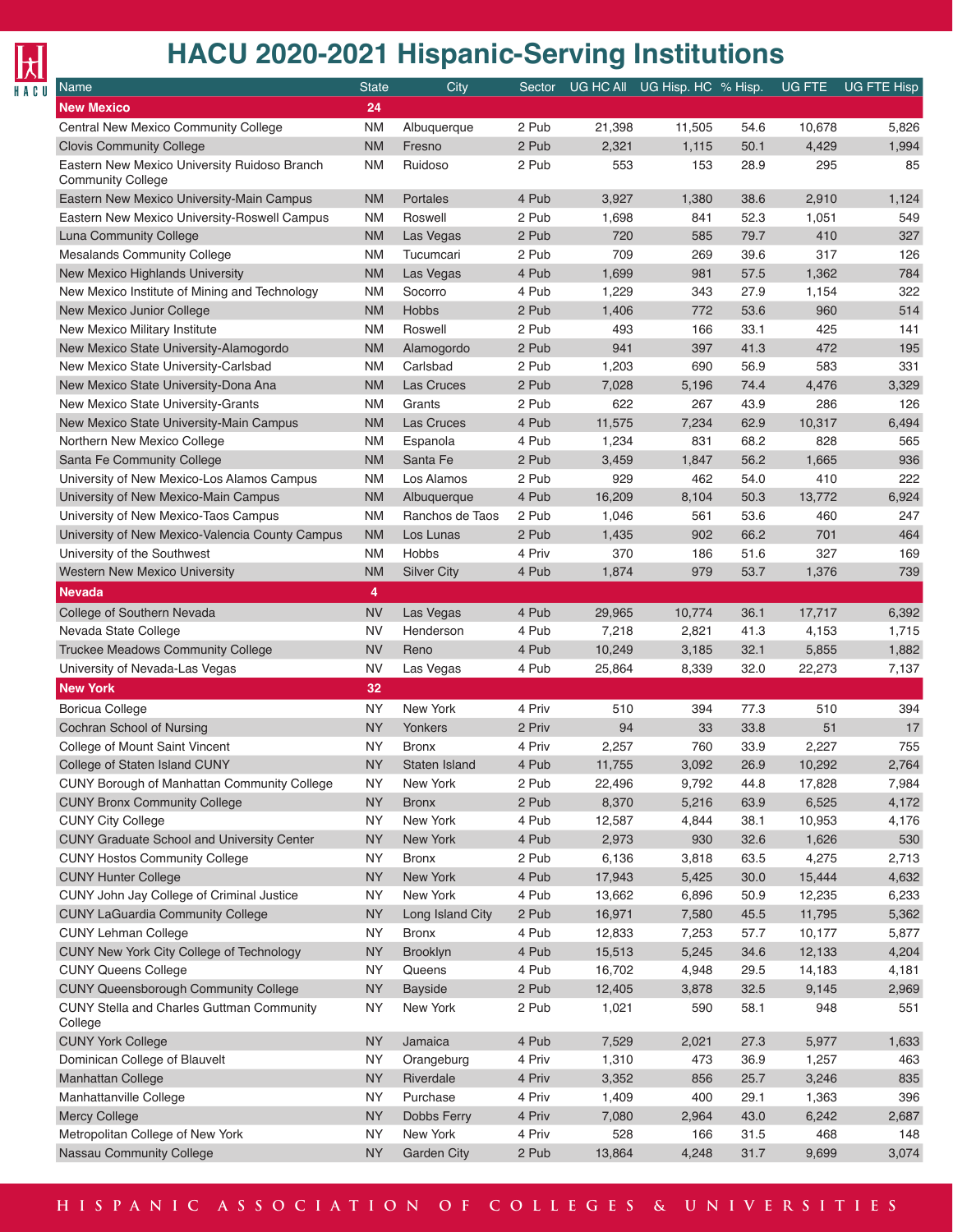# HACU 2020-2021 Hispanic-Serving Institutions

| Name | State | City | Sector | UG HC All | UG Hisp. HC | % Hisp. | UG FTE | UG FTE Hisp |
|---|---|---|---|---|---|---|---|---|
| **New Mexico** | **24** | | | | | | | |
| Central New Mexico Community College | NM | Albuquerque | 2 Pub | 21,398 | 11,505 | 54.6 | 10,678 | 5,826 |
| Clovis Community College | NM | Fresno | 2 Pub | 2,321 | 1,115 | 50.1 | 4,429 | 1,994 |
| Eastern New Mexico University Ruidoso Branch Community College | NM | Ruidoso | 2 Pub | 553 | 153 | 28.9 | 295 | 85 |
| Eastern New Mexico University-Main Campus | NM | Portales | 4 Pub | 3,927 | 1,380 | 38.6 | 2,910 | 1,124 |
| Eastern New Mexico University-Roswell Campus | NM | Roswell | 2 Pub | 1,698 | 841 | 52.3 | 1,051 | 549 |
| Luna Community College | NM | Las Vegas | 2 Pub | 720 | 585 | 79.7 | 410 | 327 |
| Mesalands Community College | NM | Tucumcari | 2 Pub | 709 | 269 | 39.6 | 317 | 126 |
| New Mexico Highlands University | NM | Las Vegas | 4 Pub | 1,699 | 981 | 57.5 | 1,362 | 784 |
| New Mexico Institute of Mining and Technology | NM | Socorro | 4 Pub | 1,229 | 343 | 27.9 | 1,154 | 322 |
| New Mexico Junior College | NM | Hobbs | 2 Pub | 1,406 | 772 | 53.6 | 960 | 514 |
| New Mexico Military Institute | NM | Roswell | 2 Pub | 493 | 166 | 33.1 | 425 | 141 |
| New Mexico State University-Alamogordo | NM | Alamogordo | 2 Pub | 941 | 397 | 41.3 | 472 | 195 |
| New Mexico State University-Carlsbad | NM | Carlsbad | 2 Pub | 1,203 | 690 | 56.9 | 583 | 331 |
| New Mexico State University-Dona Ana | NM | Las Cruces | 2 Pub | 7,028 | 5,196 | 74.4 | 4,476 | 3,329 |
| New Mexico State University-Grants | NM | Grants | 2 Pub | 622 | 267 | 43.9 | 286 | 126 |
| New Mexico State University-Main Campus | NM | Las Cruces | 4 Pub | 11,575 | 7,234 | 62.9 | 10,317 | 6,494 |
| Northern New Mexico College | NM | Espanola | 4 Pub | 1,234 | 831 | 68.2 | 828 | 565 |
| Santa Fe Community College | NM | Santa Fe | 2 Pub | 3,459 | 1,847 | 56.2 | 1,665 | 936 |
| University of New Mexico-Los Alamos Campus | NM | Los Alamos | 2 Pub | 929 | 462 | 54.0 | 410 | 222 |
| University of New Mexico-Main Campus | NM | Albuquerque | 4 Pub | 16,209 | 8,104 | 50.3 | 13,772 | 6,924 |
| University of New Mexico-Taos Campus | NM | Ranchos de Taos | 2 Pub | 1,046 | 561 | 53.6 | 460 | 247 |
| University of New Mexico-Valencia County Campus | NM | Los Lunas | 2 Pub | 1,435 | 902 | 66.2 | 701 | 464 |
| University of the Southwest | NM | Hobbs | 4 Priv | 370 | 186 | 51.6 | 327 | 169 |
| Western New Mexico University | NM | Silver City | 4 Pub | 1,874 | 979 | 53.7 | 1,376 | 739 |
| **Nevada** | **4** | | | | | | | |
| College of Southern Nevada | NV | Las Vegas | 4 Pub | 29,965 | 10,774 | 36.1 | 17,717 | 6,392 |
| Nevada State College | NV | Henderson | 4 Pub | 7,218 | 2,821 | 41.3 | 4,153 | 1,715 |
| Truckee Meadows Community College | NV | Reno | 4 Pub | 10,249 | 3,185 | 32.1 | 5,855 | 1,882 |
| University of Nevada-Las Vegas | NV | Las Vegas | 4 Pub | 25,864 | 8,339 | 32.0 | 22,273 | 7,137 |
| **New York** | **32** | | | | | | | |
| Boricua College | NY | New York | 4 Priv | 510 | 394 | 77.3 | 510 | 394 |
| Cochran School of Nursing | NY | Yonkers | 2 Priv | 94 | 33 | 33.8 | 51 | 17 |
| College of Mount Saint Vincent | NY | Bronx | 4 Priv | 2,257 | 760 | 33.9 | 2,227 | 755 |
| College of Staten Island CUNY | NY | Staten Island | 4 Pub | 11,755 | 3,092 | 26.9 | 10,292 | 2,764 |
| CUNY Borough of Manhattan Community College | NY | New York | 2 Pub | 22,496 | 9,792 | 44.8 | 17,828 | 7,984 |
| CUNY Bronx Community College | NY | Bronx | 2 Pub | 8,370 | 5,216 | 63.9 | 6,525 | 4,172 |
| CUNY City College | NY | New York | 4 Pub | 12,587 | 4,844 | 38.1 | 10,953 | 4,176 |
| CUNY Graduate School and University Center | NY | New York | 4 Pub | 2,973 | 930 | 32.6 | 1,626 | 530 |
| CUNY Hostos Community College | NY | Bronx | 2 Pub | 6,136 | 3,818 | 63.5 | 4,275 | 2,713 |
| CUNY Hunter College | NY | New York | 4 Pub | 17,943 | 5,425 | 30.0 | 15,444 | 4,632 |
| CUNY John Jay College of Criminal Justice | NY | New York | 4 Pub | 13,662 | 6,896 | 50.9 | 12,235 | 6,233 |
| CUNY LaGuardia Community College | NY | Long Island City | 2 Pub | 16,971 | 7,580 | 45.5 | 11,795 | 5,362 |
| CUNY Lehman College | NY | Bronx | 4 Pub | 12,833 | 7,253 | 57.7 | 10,177 | 5,877 |
| CUNY New York City College of Technology | NY | Brooklyn | 4 Pub | 15,513 | 5,245 | 34.6 | 12,133 | 4,204 |
| CUNY Queens College | NY | Queens | 4 Pub | 16,702 | 4,948 | 29.5 | 14,183 | 4,181 |
| CUNY Queensborough Community College | NY | Bayside | 2 Pub | 12,405 | 3,878 | 32.5 | 9,145 | 2,969 |
| CUNY Stella and Charles Guttman Community College | NY | New York | 2 Pub | 1,021 | 590 | 58.1 | 948 | 551 |
| CUNY York College | NY | Jamaica | 4 Pub | 7,529 | 2,021 | 27.3 | 5,977 | 1,633 |
| Dominican College of Blauvelt | NY | Orangeburg | 4 Priv | 1,310 | 473 | 36.9 | 1,257 | 463 |
| Manhattan College | NY | Riverdale | 4 Priv | 3,352 | 856 | 25.7 | 3,246 | 835 |
| Manhattanville College | NY | Purchase | 4 Priv | 1,409 | 400 | 29.1 | 1,363 | 396 |
| Mercy College | NY | Dobbs Ferry | 4 Priv | 7,080 | 2,964 | 43.0 | 6,242 | 2,687 |
| Metropolitan College of New York | NY | New York | 4 Priv | 528 | 166 | 31.5 | 468 | 148 |
| Nassau Community College | NY | Garden City | 2 Pub | 13,864 | 4,248 | 31.7 | 9,699 | 3,074 |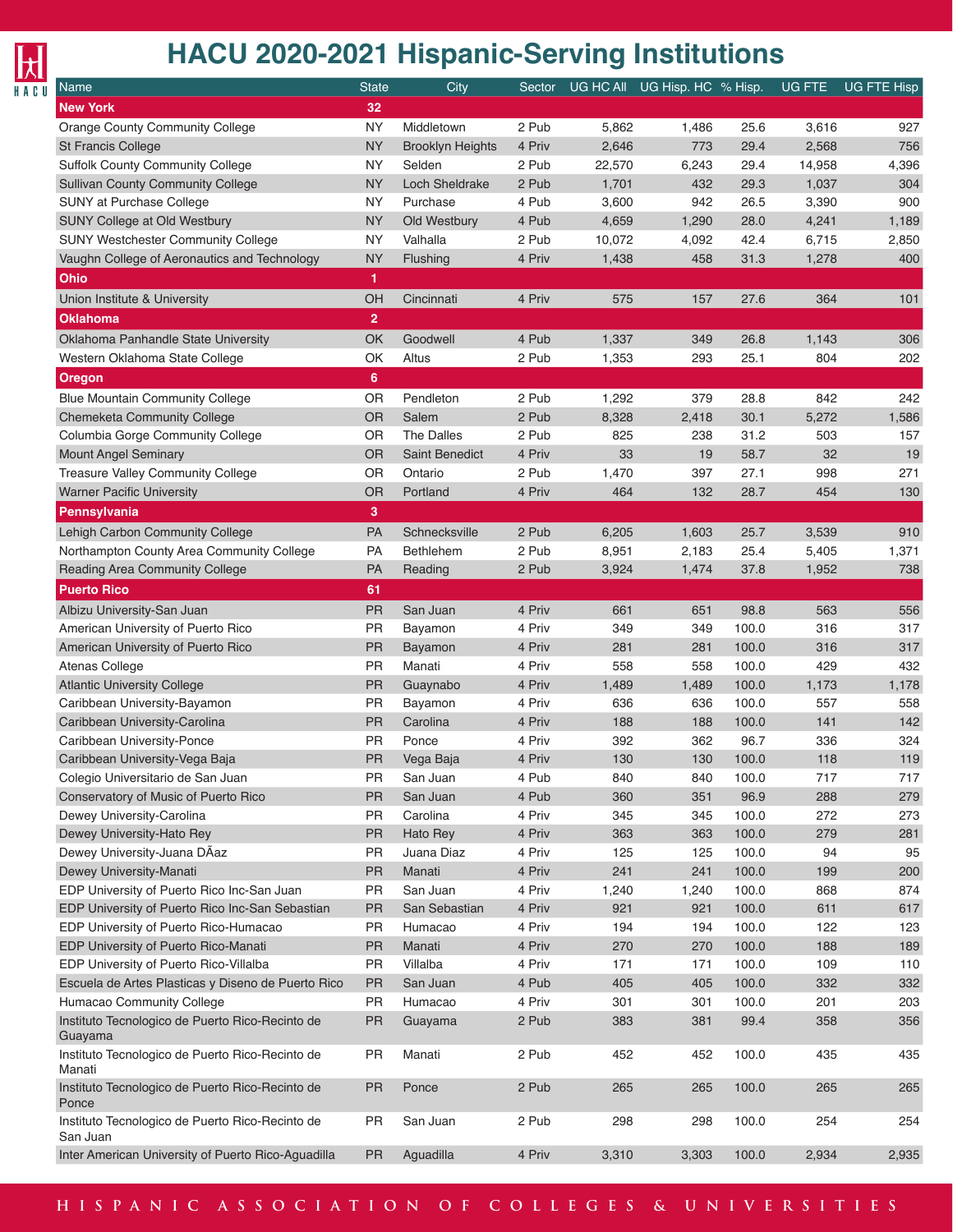# HACU 2020-2021 Hispanic-Serving Institutions

| Name | State | City | Sector | UG HC All | UG Hisp. HC | % Hisp. | UG FTE | UG FTE Hisp |
|---|---|---|---|---|---|---|---|---|
| **New York** | **32** | | | | | | | |
| Orange County Community College | NY | Middletown | 2 Pub | 5,862 | 1,486 | 25.6 | 3,616 | 927 |
| St Francis College | NY | Brooklyn Heights | 4 Priv | 2,646 | 773 | 29.4 | 2,568 | 756 |
| Suffolk County Community College | NY | Selden | 2 Pub | 22,570 | 6,243 | 29.4 | 14,958 | 4,396 |
| Sullivan County Community College | NY | Loch Sheldrake | 2 Pub | 1,701 | 432 | 29.3 | 1,037 | 304 |
| SUNY at Purchase College | NY | Purchase | 4 Pub | 3,600 | 942 | 26.5 | 3,390 | 900 |
| SUNY College at Old Westbury | NY | Old Westbury | 4 Pub | 4,659 | 1,290 | 28.0 | 4,241 | 1,189 |
| SUNY Westchester Community College | NY | Valhalla | 2 Pub | 10,072 | 4,092 | 42.4 | 6,715 | 2,850 |
| Vaughn College of Aeronautics and Technology | NY | Flushing | 4 Priv | 1,438 | 458 | 31.3 | 1,278 | 400 |
| **Ohio** | **1** | | | | | | | |
| Union Institute & University | OH | Cincinnati | 4 Priv | 575 | 157 | 27.6 | 364 | 101 |
| **Oklahoma** | **2** | | | | | | | |
| Oklahoma Panhandle State University | OK | Goodwell | 4 Pub | 1,337 | 349 | 26.8 | 1,143 | 306 |
| Western Oklahoma State College | OK | Altus | 2 Pub | 1,353 | 293 | 25.1 | 804 | 202 |
| **Oregon** | **6** | | | | | | | |
| Blue Mountain Community College | OR | Pendleton | 2 Pub | 1,292 | 379 | 28.8 | 842 | 242 |
| Chemeketa Community College | OR | Salem | 2 Pub | 8,328 | 2,418 | 30.1 | 5,272 | 1,586 |
| Columbia Gorge Community College | OR | The Dalles | 2 Pub | 825 | 238 | 31.2 | 503 | 157 |
| Mount Angel Seminary | OR | Saint Benedict | 4 Priv | 33 | 19 | 58.7 | 32 | 19 |
| Treasure Valley Community College | OR | Ontario | 2 Pub | 1,470 | 397 | 27.1 | 998 | 271 |
| Warner Pacific University | OR | Portland | 4 Priv | 464 | 132 | 28.7 | 454 | 130 |
| **Pennsylvania** | **3** | | | | | | | |
| Lehigh Carbon Community College | PA | Schnecksville | 2 Pub | 6,205 | 1,603 | 25.7 | 3,539 | 910 |
| Northampton County Area Community College | PA | Bethlehem | 2 Pub | 8,951 | 2,183 | 25.4 | 5,405 | 1,371 |
| Reading Area Community College | PA | Reading | 2 Pub | 3,924 | 1,474 | 37.8 | 1,952 | 738 |
| **Puerto Rico** | **61** | | | | | | | |
| Albizu University-San Juan | PR | San Juan | 4 Priv | 661 | 651 | 98.8 | 563 | 556 |
| American University of Puerto Rico | PR | Bayamon | 4 Priv | 349 | 349 | 100.0 | 316 | 317 |
| American University of Puerto Rico | PR | Bayamon | 4 Priv | 281 | 281 | 100.0 | 316 | 317 |
| Atenas College | PR | Manati | 4 Priv | 558 | 558 | 100.0 | 429 | 432 |
| Atlantic University College | PR | Guaynabo | 4 Priv | 1,489 | 1,489 | 100.0 | 1,173 | 1,178 |
| Caribbean University-Bayamon | PR | Bayamon | 4 Priv | 636 | 636 | 100.0 | 557 | 558 |
| Caribbean University-Carolina | PR | Carolina | 4 Priv | 188 | 188 | 100.0 | 141 | 142 |
| Caribbean University-Ponce | PR | Ponce | 4 Priv | 392 | 362 | 96.7 | 336 | 324 |
| Caribbean University-Vega Baja | PR | Vega Baja | 4 Priv | 130 | 130 | 100.0 | 118 | 119 |
| Colegio Universitario de San Juan | PR | San Juan | 4 Pub | 840 | 840 | 100.0 | 717 | 717 |
| Conservatory of Music of Puerto Rico | PR | San Juan | 4 Pub | 360 | 351 | 96.9 | 288 | 279 |
| Dewey University-Carolina | PR | Carolina | 4 Priv | 345 | 345 | 100.0 | 272 | 273 |
| Dewey University-Hato Rey | PR | Hato Rey | 4 Priv | 363 | 363 | 100.0 | 279 | 281 |
| Dewey University-Juana DÃaz | PR | Juana Diaz | 4 Priv | 125 | 125 | 100.0 | 94 | 95 |
| Dewey University-Manati | PR | Manati | 4 Priv | 241 | 241 | 100.0 | 199 | 200 |
| EDP University of Puerto Rico Inc-San Juan | PR | San Juan | 4 Priv | 1,240 | 1,240 | 100.0 | 868 | 874 |
| EDP University of Puerto Rico Inc-San Sebastian | PR | San Sebastian | 4 Priv | 921 | 921 | 100.0 | 611 | 617 |
| EDP University of Puerto Rico-Humacao | PR | Humacao | 4 Priv | 194 | 194 | 100.0 | 122 | 123 |
| EDP University of Puerto Rico-Manati | PR | Manati | 4 Priv | 270 | 270 | 100.0 | 188 | 189 |
| EDP University of Puerto Rico-Villalba | PR | Villalba | 4 Priv | 171 | 171 | 100.0 | 109 | 110 |
| Escuela de Artes Plasticas y Diseno de Puerto Rico | PR | San Juan | 4 Pub | 405 | 405 | 100.0 | 332 | 332 |
| Humacao Community College | PR | Humacao | 4 Priv | 301 | 301 | 100.0 | 201 | 203 |
| Instituto Tecnologico de Puerto Rico-Recinto de Guayama | PR | Guayama | 2 Pub | 383 | 381 | 99.4 | 358 | 356 |
| Instituto Tecnologico de Puerto Rico-Recinto de Manati | PR | Manati | 2 Pub | 452 | 452 | 100.0 | 435 | 435 |
| Instituto Tecnologico de Puerto Rico-Recinto de Ponce | PR | Ponce | 2 Pub | 265 | 265 | 100.0 | 265 | 265 |
| Instituto Tecnologico de Puerto Rico-Recinto de San Juan | PR | San Juan | 2 Pub | 298 | 298 | 100.0 | 254 | 254 |
| Inter American University of Puerto Rico-Aguadilla | PR | Aguadilla | 4 Priv | 3,310 | 3,303 | 100.0 | 2,934 | 2,935 |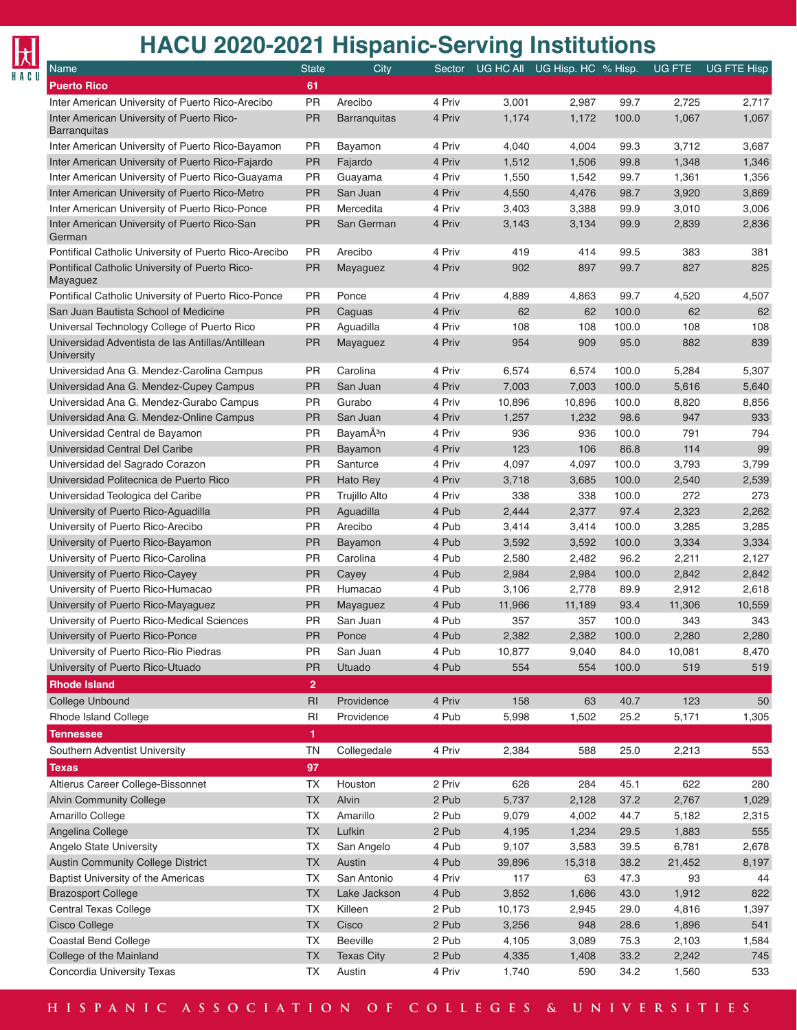# HACU 2020-2021 Hispanic-Serving Institutions

| Name | State | City | Sector | UG HC All | UG Hisp. HC | % Hisp. | UG FTE | UG FTE Hisp |
|---|---|---|---|---|---|---|---|---|
| **Puerto Rico** | **61** | | | | | | | |
| Inter American University of Puerto Rico-Arecibo | PR | Arecibo | 4 Priv | 3,001 | 2,987 | 99.7 | 2,725 | 2,717 |
| Inter American University of Puerto Rico-Barranquitas | PR | Barranquitas | 4 Priv | 1,174 | 1,172 | 100.0 | 1,067 | 1,067 |
| Inter American University of Puerto Rico-Bayamon | PR | Bayamon | 4 Priv | 4,040 | 4,004 | 99.3 | 3,712 | 3,687 |
| Inter American University of Puerto Rico-Fajardo | PR | Fajardo | 4 Priv | 1,512 | 1,506 | 99.8 | 1,348 | 1,346 |
| Inter American University of Puerto Rico-Guayama | PR | Guayama | 4 Priv | 1,550 | 1,542 | 99.7 | 1,361 | 1,356 |
| Inter American University of Puerto Rico-Metro | PR | San Juan | 4 Priv | 4,550 | 4,476 | 98.7 | 3,920 | 3,869 |
| Inter American University of Puerto Rico-Ponce | PR | Mercedita | 4 Priv | 3,403 | 3,388 | 99.9 | 3,010 | 3,006 |
| Inter American University of Puerto Rico-San German | PR | San German | 4 Priv | 3,143 | 3,134 | 99.9 | 2,839 | 2,836 |
| Pontifical Catholic University of Puerto Rico-Arecibo | PR | Arecibo | 4 Priv | 419 | 414 | 99.5 | 383 | 381 |
| Pontifical Catholic University of Puerto Rico-Mayaguez | PR | Mayaguez | 4 Priv | 902 | 897 | 99.7 | 827 | 825 |
| Pontifical Catholic University of Puerto Rico-Ponce | PR | Ponce | 4 Priv | 4,889 | 4,863 | 99.7 | 4,520 | 4,507 |
| San Juan Bautista School of Medicine | PR | Caguas | 4 Priv | 62 | 62 | 100.0 | 62 | 62 |
| Universal Technology College of Puerto Rico | PR | Aguadilla | 4 Priv | 108 | 108 | 100.0 | 108 | 108 |
| Universidad Adventista de las Antillas/Antillean University | PR | Mayaguez | 4 Priv | 954 | 909 | 95.0 | 882 | 839 |
| Universidad Ana G. Mendez-Carolina Campus | PR | Carolina | 4 Priv | 6,574 | 6,574 | 100.0 | 5,284 | 5,307 |
| Universidad Ana G. Mendez-Cupey Campus | PR | San Juan | 4 Priv | 7,003 | 7,003 | 100.0 | 5,616 | 5,640 |
| Universidad Ana G. Mendez-Gurabo Campus | PR | Gurabo | 4 Priv | 10,896 | 10,896 | 100.0 | 8,820 | 8,856 |
| Universidad Ana G. Mendez-Online Campus | PR | San Juan | 4 Priv | 1,257 | 1,232 | 98.6 | 947 | 933 |
| Universidad Central de Bayamon | PR | BayamÃ³n | 4 Priv | 936 | 936 | 100.0 | 791 | 794 |
| Universidad Central Del Caribe | PR | Bayamon | 4 Priv | 123 | 106 | 86.8 | 114 | 99 |
| Universidad del Sagrado Corazon | PR | Santurce | 4 Priv | 4,097 | 4,097 | 100.0 | 3,793 | 3,799 |
| Universidad Politecnica de Puerto Rico | PR | Hato Rey | 4 Priv | 3,718 | 3,685 | 100.0 | 2,540 | 2,539 |
| Universidad Teologica del Caribe | PR | Trujillo Alto | 4 Priv | 338 | 338 | 100.0 | 272 | 273 |
| University of Puerto Rico-Aguadilla | PR | Aguadilla | 4 Pub | 2,444 | 2,377 | 97.4 | 2,323 | 2,262 |
| University of Puerto Rico-Arecibo | PR | Arecibo | 4 Pub | 3,414 | 3,414 | 100.0 | 3,285 | 3,285 |
| University of Puerto Rico-Bayamon | PR | Bayamon | 4 Pub | 3,592 | 3,592 | 100.0 | 3,334 | 3,334 |
| University of Puerto Rico-Carolina | PR | Carolina | 4 Pub | 2,580 | 2,482 | 96.2 | 2,211 | 2,127 |
| University of Puerto Rico-Cayey | PR | Cayey | 4 Pub | 2,984 | 2,984 | 100.0 | 2,842 | 2,842 |
| University of Puerto Rico-Humacao | PR | Humacao | 4 Pub | 3,106 | 2,778 | 89.9 | 2,912 | 2,618 |
| University of Puerto Rico-Mayaguez | PR | Mayaguez | 4 Pub | 11,966 | 11,189 | 93.4 | 11,306 | 10,559 |
| University of Puerto Rico-Medical Sciences | PR | San Juan | 4 Pub | 357 | 357 | 100.0 | 343 | 343 |
| University of Puerto Rico-Ponce | PR | Ponce | 4 Pub | 2,382 | 2,382 | 100.0 | 2,280 | 2,280 |
| University of Puerto Rico-Rio Piedras | PR | San Juan | 4 Pub | 10,877 | 9,040 | 84.0 | 10,081 | 8,470 |
| University of Puerto Rico-Utuado | PR | Utuado | 4 Pub | 554 | 554 | 100.0 | 519 | 519 |
| **Rhode Island** | **2** | | | | | | | |
| College Unbound | RI | Providence | 4 Priv | 158 | 63 | 40.7 | 123 | 50 |
| Rhode Island College | RI | Providence | 4 Pub | 5,998 | 1,502 | 25.2 | 5,171 | 1,305 |
| **Tennessee** | **1** | | | | | | | |
| Southern Adventist University | TN | Collegedale | 4 Priv | 2,384 | 588 | 25.0 | 2,213 | 553 |
| **Texas** | **97** | | | | | | | |
| Altierus Career College-Bissonnet | TX | Houston | 2 Priv | 628 | 284 | 45.1 | 622 | 280 |
| Alvin Community College | TX | Alvin | 2 Pub | 5,737 | 2,128 | 37.2 | 2,767 | 1,029 |
| Amarillo College | TX | Amarillo | 2 Pub | 9,079 | 4,002 | 44.7 | 5,182 | 2,315 |
| Angelina College | TX | Lufkin | 2 Pub | 4,195 | 1,234 | 29.5 | 1,883 | 555 |
| Angelo State University | TX | San Angelo | 4 Pub | 9,107 | 3,583 | 39.5 | 6,781 | 2,678 |
| Austin Community College District | TX | Austin | 4 Pub | 39,896 | 15,318 | 38.2 | 21,452 | 8,197 |
| Baptist University of the Americas | TX | San Antonio | 4 Priv | 117 | 63 | 47.3 | 93 | 44 |
| Brazosport College | TX | Lake Jackson | 4 Pub | 3,852 | 1,686 | 43.0 | 1,912 | 822 |
| Central Texas College | TX | Killeen | 2 Pub | 10,173 | 2,945 | 29.0 | 4,816 | 1,397 |
| Cisco College | TX | Cisco | 2 Pub | 3,256 | 948 | 28.6 | 1,896 | 541 |
| Coastal Bend College | TX | Beeville | 2 Pub | 4,105 | 3,089 | 75.3 | 2,103 | 1,584 |
| College of the Mainland | TX | Texas City | 2 Pub | 4,335 | 1,408 | 33.2 | 2,242 | 745 |
| Concordia University Texas | TX | Austin | 4 Priv | 1,740 | 590 | 34.2 | 1,560 | 533 |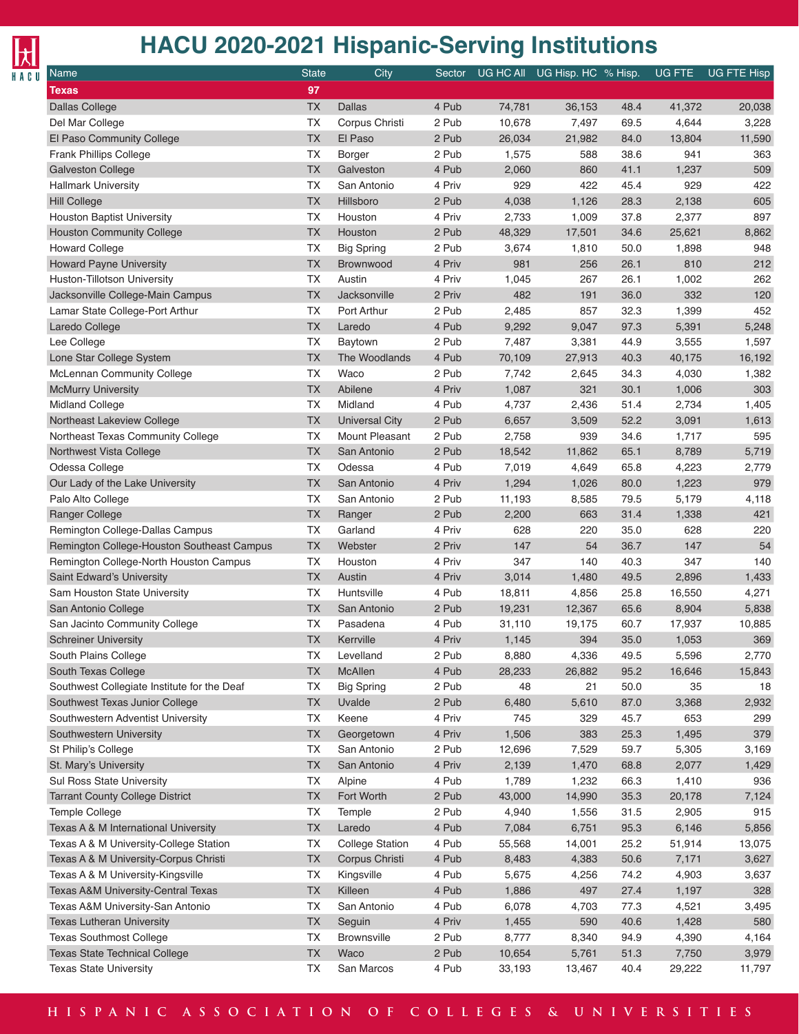# HACU 2020-2021 Hispanic-Serving Institutions

| Name | State | City | Sector | UG HC All | UG Hisp. HC | % Hisp. | UG FTE | UG FTE Hisp |
|---|---|---|---|---|---|---|---|---|
| **Texas** | **97** | | | | | | | |
| Dallas College | TX | Dallas | 4 Pub | 74,781 | 36,153 | 48.4 | 41,372 | 20,038 |
| Del Mar College | TX | Corpus Christi | 2 Pub | 10,678 | 7,497 | 69.5 | 4,644 | 3,228 |
| El Paso Community College | TX | El Paso | 2 Pub | 26,034 | 21,982 | 84.0 | 13,804 | 11,590 |
| Frank Phillips College | TX | Borger | 2 Pub | 1,575 | 588 | 38.6 | 941 | 363 |
| Galveston College | TX | Galveston | 4 Pub | 2,060 | 860 | 41.1 | 1,237 | 509 |
| Hallmark University | TX | San Antonio | 4 Priv | 929 | 422 | 45.4 | 929 | 422 |
| Hill College | TX | Hillsboro | 2 Pub | 4,038 | 1,126 | 28.3 | 2,138 | 605 |
| Houston Baptist University | TX | Houston | 4 Priv | 2,733 | 1,009 | 37.8 | 2,377 | 897 |
| Houston Community College | TX | Houston | 2 Pub | 48,329 | 17,501 | 34.6 | 25,621 | 8,862 |
| Howard College | TX | Big Spring | 2 Pub | 3,674 | 1,810 | 50.0 | 1,898 | 948 |
| Howard Payne University | TX | Brownwood | 4 Priv | 981 | 256 | 26.1 | 810 | 212 |
| Huston-Tillotson University | TX | Austin | 4 Priv | 1,045 | 267 | 26.1 | 1,002 | 262 |
| Jacksonville College-Main Campus | TX | Jacksonville | 2 Priv | 482 | 191 | 36.0 | 332 | 120 |
| Lamar State College-Port Arthur | TX | Port Arthur | 2 Pub | 2,485 | 857 | 32.3 | 1,399 | 452 |
| Laredo College | TX | Laredo | 4 Pub | 9,292 | 9,047 | 97.3 | 5,391 | 5,248 |
| Lee College | TX | Baytown | 2 Pub | 7,487 | 3,381 | 44.9 | 3,555 | 1,597 |
| Lone Star College System | TX | The Woodlands | 4 Pub | 70,109 | 27,913 | 40.3 | 40,175 | 16,192 |
| McLennan Community College | TX | Waco | 2 Pub | 7,742 | 2,645 | 34.3 | 4,030 | 1,382 |
| McMurry University | TX | Abilene | 4 Priv | 1,087 | 321 | 30.1 | 1,006 | 303 |
| Midland College | TX | Midland | 4 Pub | 4,737 | 2,436 | 51.4 | 2,734 | 1,405 |
| Northeast Lakeview College | TX | Universal City | 2 Pub | 6,657 | 3,509 | 52.2 | 3,091 | 1,613 |
| Northeast Texas Community College | TX | Mount Pleasant | 2 Pub | 2,758 | 939 | 34.6 | 1,717 | 595 |
| Northwest Vista College | TX | San Antonio | 2 Pub | 18,542 | 11,862 | 65.1 | 8,789 | 5,719 |
| Odessa College | TX | Odessa | 4 Pub | 7,019 | 4,649 | 65.8 | 4,223 | 2,779 |
| Our Lady of the Lake University | TX | San Antonio | 4 Priv | 1,294 | 1,026 | 80.0 | 1,223 | 979 |
| Palo Alto College | TX | San Antonio | 2 Pub | 11,193 | 8,585 | 79.5 | 5,179 | 4,118 |
| Ranger College | TX | Ranger | 2 Pub | 2,200 | 663 | 31.4 | 1,338 | 421 |
| Remington College-Dallas Campus | TX | Garland | 4 Priv | 628 | 220 | 35.0 | 628 | 220 |
| Remington College-Houston Southeast Campus | TX | Webster | 2 Priv | 147 | 54 | 36.7 | 147 | 54 |
| Remington College-North Houston Campus | TX | Houston | 4 Priv | 347 | 140 | 40.3 | 347 | 140 |
| Saint Edward's University | TX | Austin | 4 Priv | 3,014 | 1,480 | 49.5 | 2,896 | 1,433 |
| Sam Houston State University | TX | Huntsville | 4 Pub | 18,811 | 4,856 | 25.8 | 16,550 | 4,271 |
| San Antonio College | TX | San Antonio | 2 Pub | 19,231 | 12,367 | 65.6 | 8,904 | 5,838 |
| San Jacinto Community College | TX | Pasadena | 4 Pub | 31,110 | 19,175 | 60.7 | 17,937 | 10,885 |
| Schreiner University | TX | Kerrville | 4 Priv | 1,145 | 394 | 35.0 | 1,053 | 369 |
| South Plains College | TX | Levelland | 2 Pub | 8,880 | 4,336 | 49.5 | 5,596 | 2,770 |
| South Texas College | TX | McAllen | 4 Pub | 28,233 | 26,882 | 95.2 | 16,646 | 15,843 |
| Southwest Collegiate Institute for the Deaf | TX | Big Spring | 2 Pub | 48 | 21 | 50.0 | 35 | 18 |
| Southwest Texas Junior College | TX | Uvalde | 2 Pub | 6,480 | 5,610 | 87.0 | 3,368 | 2,932 |
| Southwestern Adventist University | TX | Keene | 4 Priv | 745 | 329 | 45.7 | 653 | 299 |
| Southwestern University | TX | Georgetown | 4 Priv | 1,506 | 383 | 25.3 | 1,495 | 379 |
| St Philip's College | TX | San Antonio | 2 Pub | 12,696 | 7,529 | 59.7 | 5,305 | 3,169 |
| St. Mary's University | TX | San Antonio | 4 Priv | 2,139 | 1,470 | 68.8 | 2,077 | 1,429 |
| Sul Ross State University | TX | Alpine | 4 Pub | 1,789 | 1,232 | 66.3 | 1,410 | 936 |
| Tarrant County College District | TX | Fort Worth | 2 Pub | 43,000 | 14,990 | 35.3 | 20,178 | 7,124 |
| Temple College | TX | Temple | 2 Pub | 4,940 | 1,556 | 31.5 | 2,905 | 915 |
| Texas A & M International University | TX | Laredo | 4 Pub | 7,084 | 6,751 | 95.3 | 6,146 | 5,856 |
| Texas A & M University-College Station | TX | College Station | 4 Pub | 55,568 | 14,001 | 25.2 | 51,914 | 13,075 |
| Texas A & M University-Corpus Christi | TX | Corpus Christi | 4 Pub | 8,483 | 4,383 | 50.6 | 7,171 | 3,627 |
| Texas A & M University-Kingsville | TX | Kingsville | 4 Pub | 5,675 | 4,256 | 74.2 | 4,903 | 3,637 |
| Texas A&M University-Central Texas | TX | Killeen | 4 Pub | 1,886 | 497 | 27.4 | 1,197 | 328 |
| Texas A&M University-San Antonio | TX | San Antonio | 4 Pub | 6,078 | 4,703 | 77.3 | 4,521 | 3,495 |
| Texas Lutheran University | TX | Seguin | 4 Priv | 1,455 | 590 | 40.6 | 1,428 | 580 |
| Texas Southmost College | TX | Brownsville | 2 Pub | 8,777 | 8,340 | 94.9 | 4,390 | 4,164 |
| Texas State Technical College | TX | Waco | 2 Pub | 10,654 | 5,761 | 51.3 | 7,750 | 3,979 |
| Texas State University | TX | San Marcos | 4 Pub | 33,193 | 13,467 | 40.4 | 29,222 | 11,797 |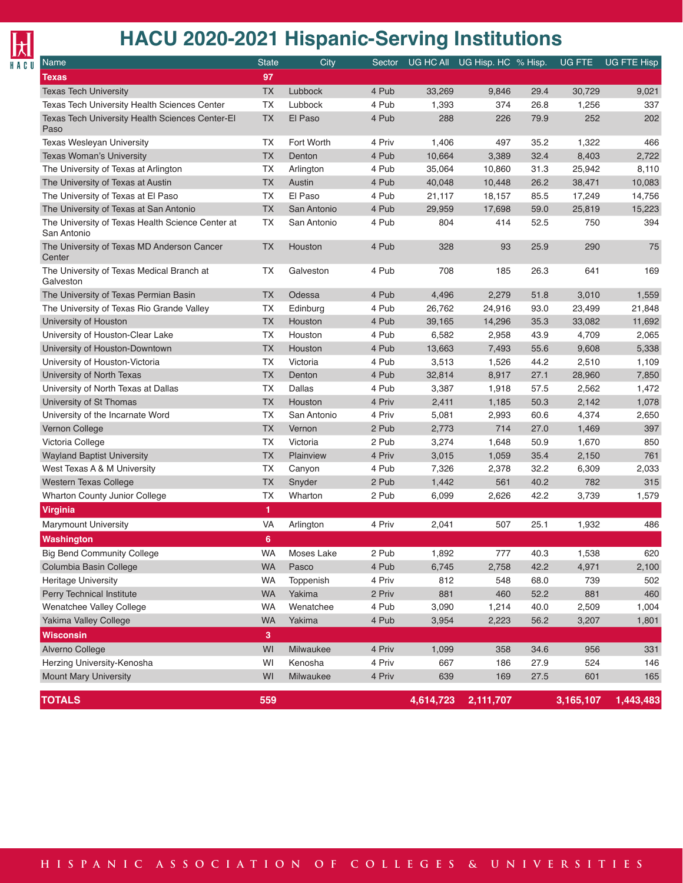# HACU 2020-2021 Hispanic-Serving Institutions

| Name | State | City | Sector | UG HC All | UG Hisp. HC | % Hisp. | UG FTE | UG FTE Hisp |
|---|---|---|---|---|---|---|---|---|
| **Texas** | **97** | | | | | | | |
| Texas Tech University | TX | Lubbock | 4 Pub | 33,269 | 9,846 | 29.4 | 30,729 | 9,021 |
| Texas Tech University Health Sciences Center | TX | Lubbock | 4 Pub | 1,393 | 374 | 26.8 | 1,256 | 337 |
| Texas Tech University Health Sciences Center-El Paso | TX | El Paso | 4 Pub | 288 | 226 | 79.9 | 252 | 202 |
| Texas Wesleyan University | TX | Fort Worth | 4 Priv | 1,406 | 497 | 35.2 | 1,322 | 466 |
| Texas Woman's University | TX | Denton | 4 Pub | 10,664 | 3,389 | 32.4 | 8,403 | 2,722 |
| The University of Texas at Arlington | TX | Arlington | 4 Pub | 35,064 | 10,860 | 31.3 | 25,942 | 8,110 |
| The University of Texas at Austin | TX | Austin | 4 Pub | 40,048 | 10,448 | 26.2 | 38,471 | 10,083 |
| The University of Texas at El Paso | TX | El Paso | 4 Pub | 21,117 | 18,157 | 85.5 | 17,249 | 14,756 |
| The University of Texas at San Antonio | TX | San Antonio | 4 Pub | 29,959 | 17,698 | 59.0 | 25,819 | 15,223 |
| The University of Texas Health Science Center at San Antonio | TX | San Antonio | 4 Pub | 804 | 414 | 52.5 | 750 | 394 |
| The University of Texas MD Anderson Cancer Center | TX | Houston | 4 Pub | 328 | 93 | 25.9 | 290 | 75 |
| The University of Texas Medical Branch at Galveston | TX | Galveston | 4 Pub | 708 | 185 | 26.3 | 641 | 169 |
| The University of Texas Permian Basin | TX | Odessa | 4 Pub | 4,496 | 2,279 | 51.8 | 3,010 | 1,559 |
| The University of Texas Rio Grande Valley | TX | Edinburg | 4 Pub | 26,762 | 24,916 | 93.0 | 23,499 | 21,848 |
| University of Houston | TX | Houston | 4 Pub | 39,165 | 14,296 | 35.3 | 33,082 | 11,692 |
| University of Houston-Clear Lake | TX | Houston | 4 Pub | 6,582 | 2,958 | 43.9 | 4,709 | 2,065 |
| University of Houston-Downtown | TX | Houston | 4 Pub | 13,663 | 7,493 | 55.6 | 9,608 | 5,338 |
| University of Houston-Victoria | TX | Victoria | 4 Pub | 3,513 | 1,526 | 44.2 | 2,510 | 1,109 |
| University of North Texas | TX | Denton | 4 Pub | 32,814 | 8,917 | 27.1 | 28,960 | 7,850 |
| University of North Texas at Dallas | TX | Dallas | 4 Pub | 3,387 | 1,918 | 57.5 | 2,562 | 1,472 |
| University of St Thomas | TX | Houston | 4 Priv | 2,411 | 1,185 | 50.3 | 2,142 | 1,078 |
| University of the Incarnate Word | TX | San Antonio | 4 Priv | 5,081 | 2,993 | 60.6 | 4,374 | 2,650 |
| Vernon College | TX | Vernon | 2 Pub | 2,773 | 714 | 27.0 | 1,469 | 397 |
| Victoria College | TX | Victoria | 2 Pub | 3,274 | 1,648 | 50.9 | 1,670 | 850 |
| Wayland Baptist University | TX | Plainview | 4 Priv | 3,015 | 1,059 | 35.4 | 2,150 | 761 |
| West Texas A & M University | TX | Canyon | 4 Pub | 7,326 | 2,378 | 32.2 | 6,309 | 2,033 |
| Western Texas College | TX | Snyder | 2 Pub | 1,442 | 561 | 40.2 | 782 | 315 |
| Wharton County Junior College | TX | Wharton | 2 Pub | 6,099 | 2,626 | 42.2 | 3,739 | 1,579 |
| **Virginia** | **1** | | | | | | | |
| Marymount University | VA | Arlington | 4 Priv | 2,041 | 507 | 25.1 | 1,932 | 486 |
| **Washington** | **6** | | | | | | | |
| Big Bend Community College | WA | Moses Lake | 2 Pub | 1,892 | 777 | 40.3 | 1,538 | 620 |
| Columbia Basin College | WA | Pasco | 4 Pub | 6,745 | 2,758 | 42.2 | 4,971 | 2,100 |
| Heritage University | WA | Toppenish | 4 Priv | 812 | 548 | 68.0 | 739 | 502 |
| Perry Technical Institute | WA | Yakima | 2 Priv | 881 | 460 | 52.2 | 881 | 460 |
| Wenatchee Valley College | WA | Wenatchee | 4 Pub | 3,090 | 1,214 | 40.0 | 2,509 | 1,004 |
| Yakima Valley College | WA | Yakima | 4 Pub | 3,954 | 2,223 | 56.2 | 3,207 | 1,801 |
| **Wisconsin** | **3** | | | | | | | |
| Alverno College | WI | Milwaukee | 4 Priv | 1,099 | 358 | 34.6 | 956 | 331 |
| Herzing University-Kenosha | WI | Kenosha | 4 Priv | 667 | 186 | 27.9 | 524 | 146 |
| Mount Mary University | WI | Milwaukee | 4 Priv | 639 | 169 | 27.5 | 601 | 165 |
| **TOTALS** | **559** | | | **4,614,723** | **2,111,707** | | **3,165,107** | **1,443,483** |